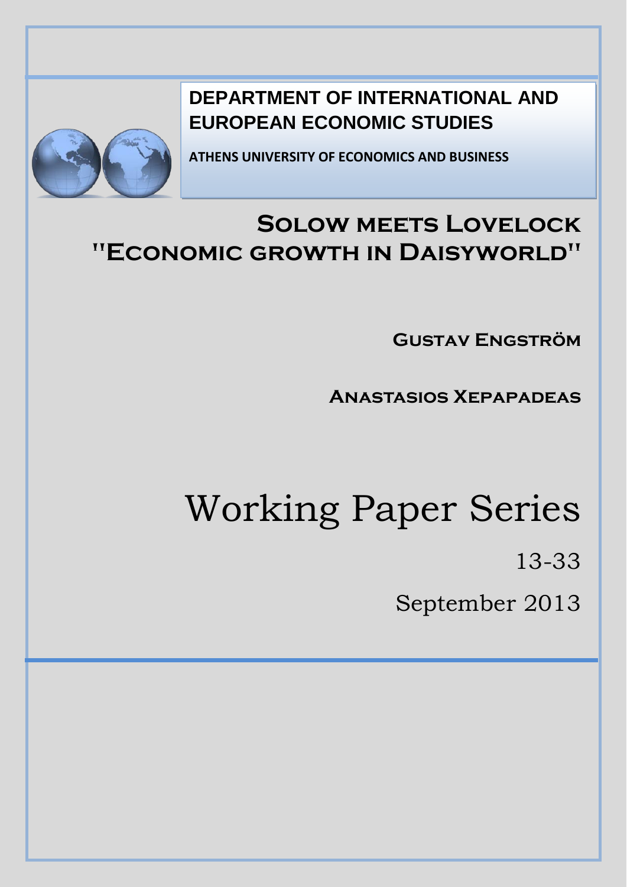**DEPARTMENT OF INTERNATIONAL AND EUROPEAN ECONOMIC STUDIES**

**ATHENS UNIVERSITY OF ECONOMICS AND BUSINESS**

# SOLOW MEETS LOVELOCK "ECONOMIC GROWTH IN DAISYWORLD"

**GUSTAV ENGSTRÖM**

**ANASTASIOS XEPAPADEAS**

# Working Paper Series

13-33

September 2013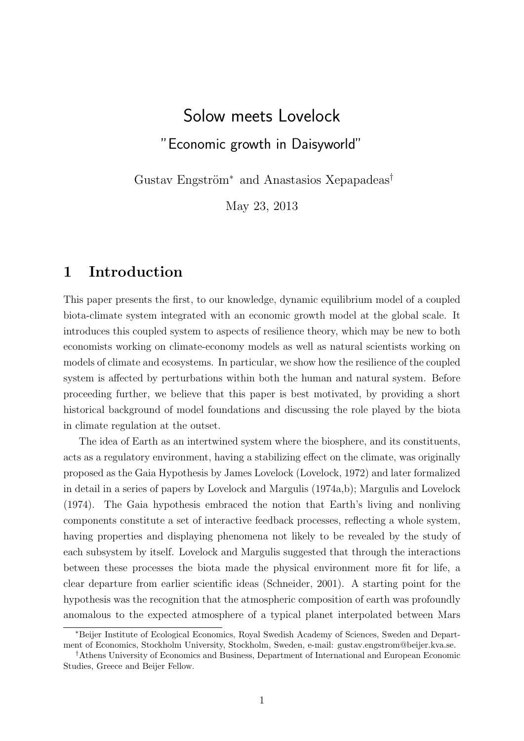# Solow meets Lovelock

## "Economic growth in Daisyworld"

Gustav Engström* and Anastasios Xepapadeas†

May 23, 2013

## 1 Introduction

This paper presents the first, to our knowledge, dynamic equilibrium model of a coupled biota-climate system integrated with an economic growth model at the global scale. It introduces this coupled system to aspects of resilience theory, which may be new to both economists working on climate-economy models as well as natural scientists working on models of climate and ecosystems. In particular, we show how the resilience of the coupled system is affected by perturbations within both the human and natural system. Before proceeding further, we believe that this paper is best motivated, by providing a short historical background of model foundations and discussing the role played by the biota in climate regulation at the outset.

The idea of Earth as an intertwined system where the biosphere, and its constituents, acts as a regulatory environment, having a stabilizing effect on the climate, was originally proposed as the Gaia Hypothesis by James Lovelock (Lovelock, 1972) and later formalized in detail in a series of papers by Lovelock and Margulis (1974a,b); Margulis and Lovelock (1974). The Gaia hypothesis embraced the notion that Earth's living and nonliving components constitute a set of interactive feedback processes, reflecting a whole system, having properties and displaying phenomena not likely to be revealed by the study of each subsystem by itself. Lovelock and Margulis suggested that through the interactions between these processes the biota made the physical environment more fit for life, a clear departure from earlier scientific ideas (Schneider, 2001). A starting point for the hypothesis was the recognition that the atmospheric composition of earth was profoundly anomalous to the expected atmosphere of a typical planet interpolated between Mars

*Beijer Institute of Ecological Economics, Royal Swedish Academy of Sciences, Sweden and Department of Economics, Stockholm University, Stockholm, Sweden, e-mail: gustav.engstrom@beijer.kva.se.

†Athens University of Economics and Business, Department of International and European Economic Studies, Greece and Beijer Fellow.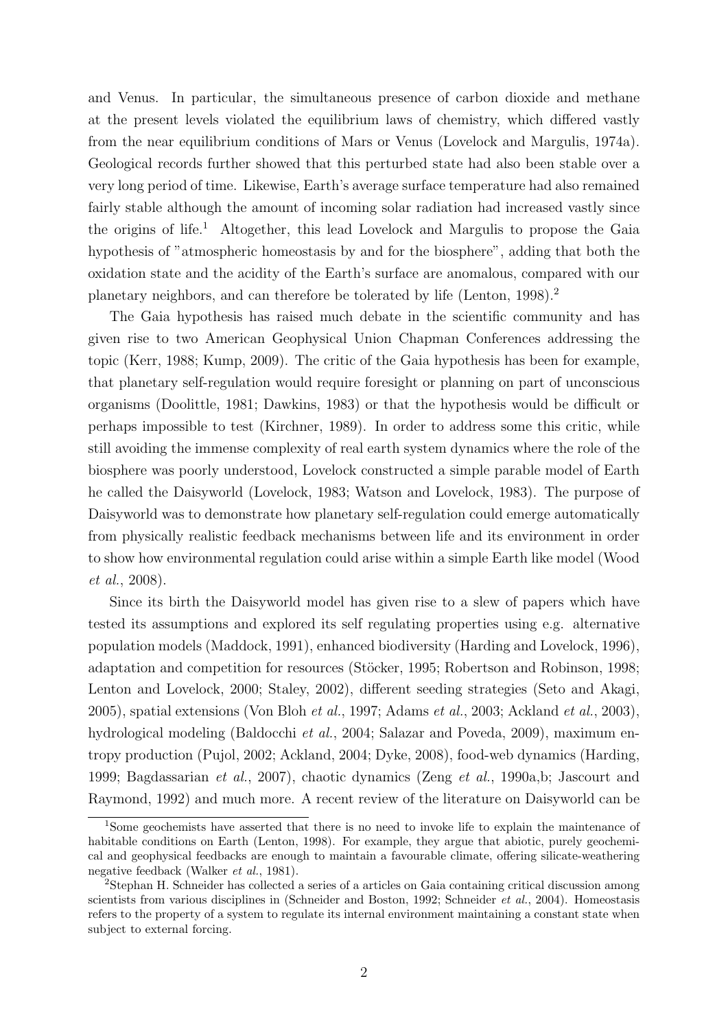and Venus. In particular, the simultaneous presence of carbon dioxide and methane at the present levels violated the equilibrium laws of chemistry, which differed vastly from the near equilibrium conditions of Mars or Venus (Lovelock and Margulis, 1974a). Geological records further showed that this perturbed state had also been stable over a very long period of time. Likewise, Earth's average surface temperature had also remained fairly stable although the amount of incoming solar radiation had increased vastly since the origins of life.[1] Altogether, this lead Lovelock and Margulis to propose the Gaia hypothesis of "atmospheric homeostasis by and for the biosphere", adding that both the oxidation state and the acidity of the Earth's surface are anomalous, compared with our planetary neighbors, and can therefore be tolerated by life (Lenton, 1998).[2]

The Gaia hypothesis has raised much debate in the scientific community and has given rise to two American Geophysical Union Chapman Conferences addressing the topic (Kerr, 1988; Kump, 2009). The critic of the Gaia hypothesis has been for example, that planetary self-regulation would require foresight or planning on part of unconscious organisms (Doolittle, 1981; Dawkins, 1983) or that the hypothesis would be difficult or perhaps impossible to test (Kirchner, 1989). In order to address some this critic, while still avoiding the immense complexity of real earth system dynamics where the role of the biosphere was poorly understood, Lovelock constructed a simple parable model of Earth he called the Daisyworld (Lovelock, 1983; Watson and Lovelock, 1983). The purpose of Daisyworld was to demonstrate how planetary self-regulation could emerge automatically from physically realistic feedback mechanisms between life and its environment in order to show how environmental regulation could arise within a simple Earth like model (Wood *et al.*, 2008).

Since its birth the Daisyworld model has given rise to a slew of papers which have tested its assumptions and explored its self regulating properties using e.g. alternative population models (Maddock, 1991), enhanced biodiversity (Harding and Lovelock, 1996), adaptation and competition for resources (Stöcker, 1995; Robertson and Robinson, 1998; Lenton and Lovelock, 2000; Staley, 2002), different seeding strategies (Seto and Akagi, 2005), spatial extensions (Von Bloh *et al.*, 1997; Adams *et al.*, 2003; Ackland *et al.*, 2003), hydrological modeling (Baldocchi *et al.*, 2004; Salazar and Poveda, 2009), maximum entropy production (Pujol, 2002; Ackland, 2004; Dyke, 2008), food-web dynamics (Harding, 1999; Bagdassarian *et al.*, 2007), chaotic dynamics (Zeng *et al.*, 1990a,b; Jascourt and Raymond, 1992) and much more. A recent review of the literature on Daisyworld can be

[1] Some geochemists have asserted that there is no need to invoke life to explain the maintenance of habitable conditions on Earth (Lenton, 1998). For example, they argue that abiotic, purely geochemical and geophysical feedbacks are enough to maintain a favourable climate, offering silicate-weathering negative feedback (Walker *et al.*, 1981).

[2] Stephan H. Schneider has collected a series of a articles on Gaia containing critical discussion among scientists from various disciplines in (Schneider and Boston, 1992; Schneider *et al.*, 2004). Homeostasis refers to the property of a system to regulate its internal environment maintaining a constant state when subject to external forcing.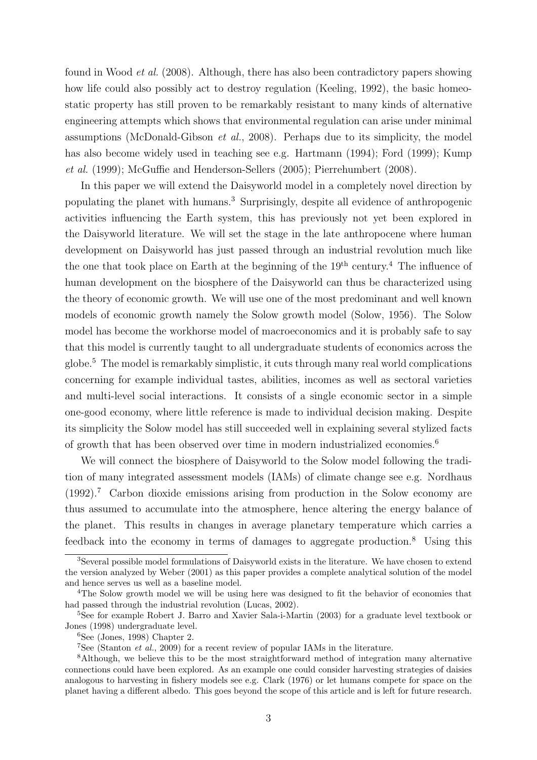found in Wood *et al.* (2008). Although, there has also been contradictory papers showing how life could also possibly act to destroy regulation (Keeling, 1992), the basic homeostatic property has still proven to be remarkably resistant to many kinds of alternative engineering attempts which shows that environmental regulation can arise under minimal assumptions (McDonald-Gibson *et al.*, 2008). Perhaps due to its simplicity, the model has also become widely used in teaching see e.g. Hartmann (1994); Ford (1999); Kump *et al.* (1999); McGuffie and Henderson-Sellers (2005); Pierrehumbert (2008).

In this paper we will extend the Daisyworld model in a completely novel direction by populating the planet with humans.[3] Surprisingly, despite all evidence of anthropogenic activities influencing the Earth system, this has previously not yet been explored in the Daisyworld literature. We will set the stage in the late anthropocene where human development on Daisyworld has just passed through an industrial revolution much like the one that took place on Earth at the beginning of the 19$^{\text{th}}$ century.[4] The influence of human development on the biosphere of the Daisyworld can thus be characterized using the theory of economic growth. We will use one of the most predominant and well known models of economic growth namely the Solow growth model (Solow, 1956). The Solow model has become the workhorse model of macroeconomics and it is probably safe to say that this model is currently taught to all undergraduate students of economics across the globe.[5] The model is remarkably simplistic, it cuts through many real world complications concerning for example individual tastes, abilities, incomes as well as sectoral varieties and multi-level social interactions. It consists of a single economic sector in a simple one-good economy, where little reference is made to individual decision making. Despite its simplicity the Solow model has still succeeded well in explaining several stylized facts of growth that has been observed over time in modern industrialized economies.[6]

We will connect the biosphere of Daisyworld to the Solow model following the tradition of many integrated assessment models (IAMs) of climate change see e.g. Nordhaus (1992).[7] Carbon dioxide emissions arising from production in the Solow economy are thus assumed to accumulate into the atmosphere, hence altering the energy balance of the planet. This results in changes in average planetary temperature which carries a feedback into the economy in terms of damages to aggregate production.[8] Using this

---

[3] Several possible model formulations of Daisyworld exists in the literature. We have chosen to extend the version analyzed by Weber (2001) as this paper provides a complete analytical solution of the model and hence serves us well as a baseline model.

[4] The Solow growth model we will be using here was designed to fit the behavior of economies that had passed through the industrial revolution (Lucas, 2002).

[5] See for example Robert J. Barro and Xavier Sala-i-Martin (2003) for a graduate level textbook or Jones (1998) undergraduate level.

[6] See (Jones, 1998) Chapter 2.

[7] See (Stanton *et al.*, 2009) for a recent review of popular IAMs in the literature.

[8] Although, we believe this to be the most straightforward method of integration many alternative connections could have been explored. As an example one could consider harvesting strategies of daisies analogous to harvesting in fishery models see e.g. Clark (1976) or let humans compete for space on the planet having a different albedo. This goes beyond the scope of this article and is left for future research.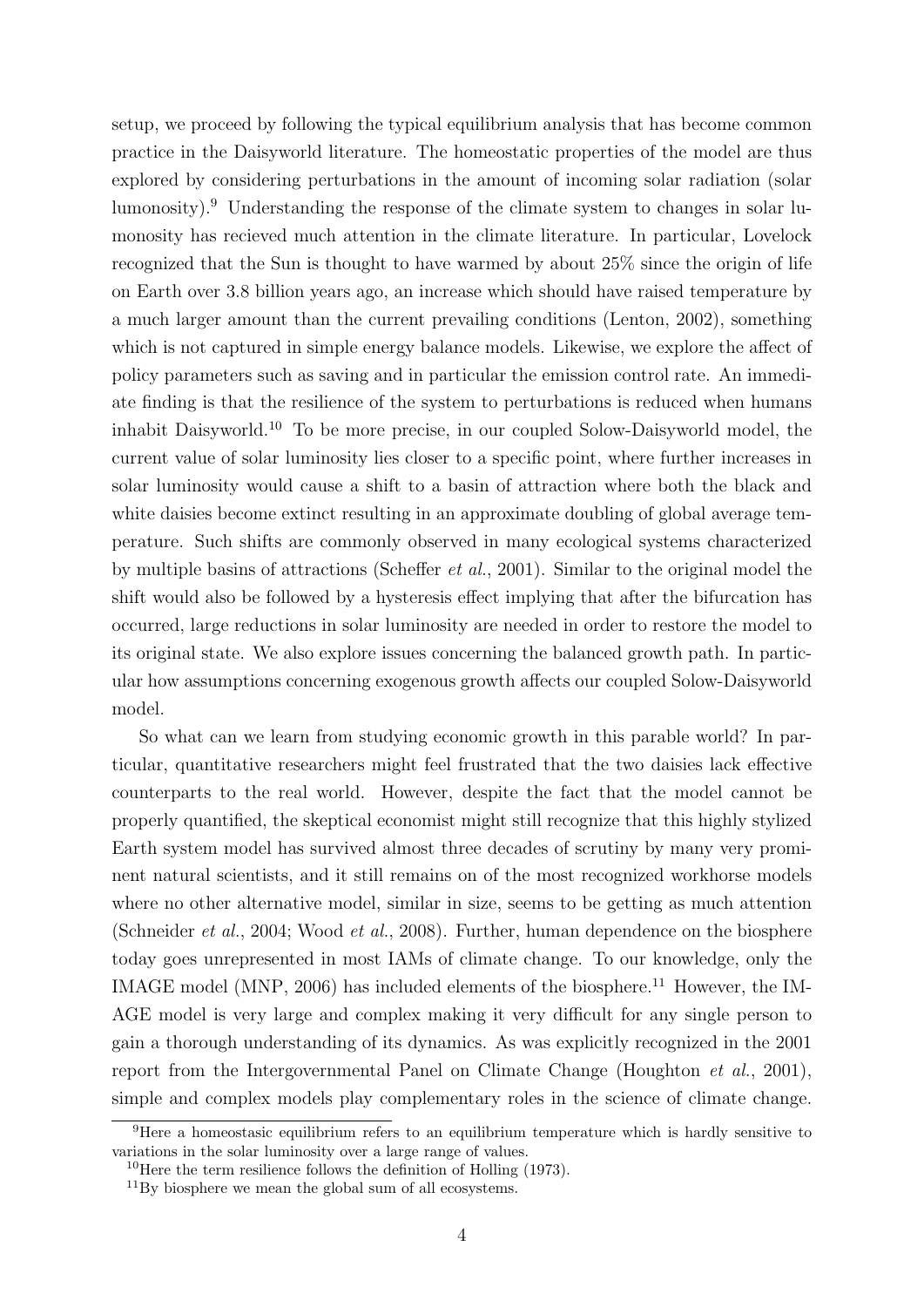setup, we proceed by following the typical equilibrium analysis that has become common practice in the Daisyworld literature. The homeostatic properties of the model are thus explored by considering perturbations in the amount of incoming solar radiation (solar lumonosity).[9] Understanding the response of the climate system to changes in solar lumonosity has recieved much attention in the climate literature. In particular, Lovelock recognized that the Sun is thought to have warmed by about 25% since the origin of life on Earth over 3.8 billion years ago, an increase which should have raised temperature by a much larger amount than the current prevailing conditions (Lenton, 2002), something which is not captured in simple energy balance models. Likewise, we explore the affect of policy parameters such as saving and in particular the emission control rate. An immediate finding is that the resilience of the system to perturbations is reduced when humans inhabit Daisyworld.[10] To be more precise, in our coupled Solow-Daisyworld model, the current value of solar luminosity lies closer to a specific point, where further increases in solar luminosity would cause a shift to a basin of attraction where both the black and white daisies become extinct resulting in an approximate doubling of global average temperature. Such shifts are commonly observed in many ecological systems characterized by multiple basins of attractions (Scheffer *et al.*, 2001). Similar to the original model the shift would also be followed by a hysteresis effect implying that after the bifurcation has occurred, large reductions in solar luminosity are needed in order to restore the model to its original state. We also explore issues concerning the balanced growth path. In particular how assumptions concerning exogenous growth affects our coupled Solow-Daisyworld model.

So what can we learn from studying economic growth in this parable world? In particular, quantitative researchers might feel frustrated that the two daisies lack effective counterparts to the real world. However, despite the fact that the model cannot be properly quantified, the skeptical economist might still recognize that this highly stylized Earth system model has survived almost three decades of scrutiny by many very prominent natural scientists, and it still remains on of the most recognized workhorse models where no other alternative model, similar in size, seems to be getting as much attention (Schneider *et al.*, 2004; Wood *et al.*, 2008). Further, human dependence on the biosphere today goes unrepresented in most IAMs of climate change. To our knowledge, only the IMAGE model (MNP, 2006) has included elements of the biosphere.[11] However, the IMAGE model is very large and complex making it very difficult for any single person to gain a thorough understanding of its dynamics. As was explicitly recognized in the 2001 report from the Intergovernmental Panel on Climate Change (Houghton *et al.*, 2001), simple and complex models play complementary roles in the science of climate change.

[9] Here a homeostasic equilibrium refers to an equilibrium temperature which is hardly sensitive to variations in the solar luminosity over a large range of values.

[10] Here the term resilience follows the definition of Holling (1973).

[11] By biosphere we mean the global sum of all ecosystems.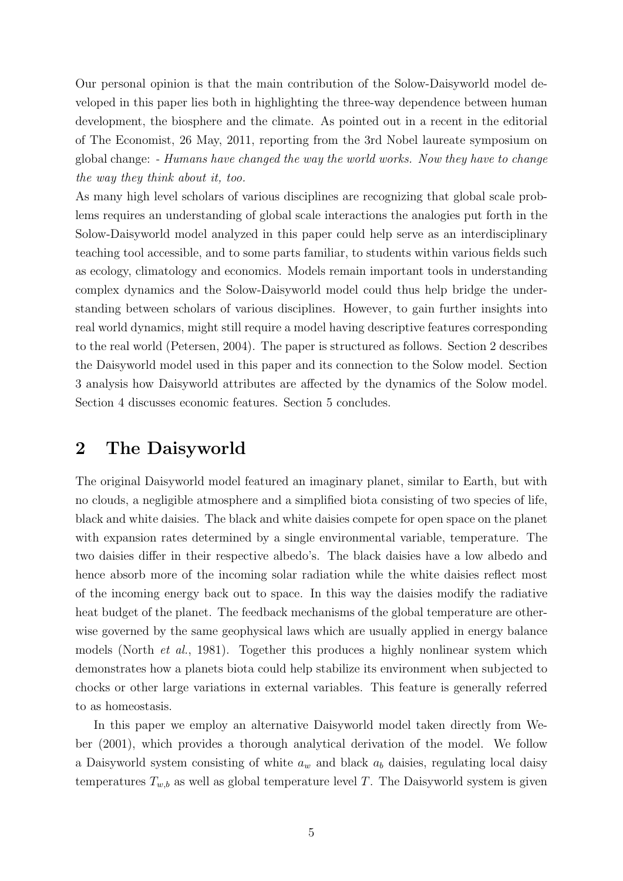Our personal opinion is that the main contribution of the Solow-Daisyworld model developed in this paper lies both in highlighting the three-way dependence between human development, the biosphere and the climate. As pointed out in a recent in the editorial of The Economist, 26 May, 2011, reporting from the 3rd Nobel laureate symposium on global change: - *Humans have changed the way the world works. Now they have to change the way they think about it, too.*

As many high level scholars of various disciplines are recognizing that global scale problems requires an understanding of global scale interactions the analogies put forth in the Solow-Daisyworld model analyzed in this paper could help serve as an interdisciplinary teaching tool accessible, and to some parts familiar, to students within various fields such as ecology, climatology and economics. Models remain important tools in understanding complex dynamics and the Solow-Daisyworld model could thus help bridge the understanding between scholars of various disciplines. However, to gain further insights into real world dynamics, might still require a model having descriptive features corresponding to the real world (Petersen, 2004). The paper is structured as follows. Section 2 describes the Daisyworld model used in this paper and its connection to the Solow model. Section 3 analysis how Daisyworld attributes are affected by the dynamics of the Solow model. Section 4 discusses economic features. Section 5 concludes.

## 2 The Daisyworld

The original Daisyworld model featured an imaginary planet, similar to Earth, but with no clouds, a negligible atmosphere and a simplified biota consisting of two species of life, black and white daisies. The black and white daisies compete for open space on the planet with expansion rates determined by a single environmental variable, temperature. The two daisies differ in their respective albedo's. The black daisies have a low albedo and hence absorb more of the incoming solar radiation while the white daisies reflect most of the incoming energy back out to space. In this way the daisies modify the radiative heat budget of the planet. The feedback mechanisms of the global temperature are otherwise governed by the same geophysical laws which are usually applied in energy balance models (North *et al.*, 1981). Together this produces a highly nonlinear system which demonstrates how a planets biota could help stabilize its environment when subjected to chocks or other large variations in external variables. This feature is generally referred to as homeostasis.

In this paper we employ an alternative Daisyworld model taken directly from Weber (2001), which provides a thorough analytical derivation of the model. We follow a Daisyworld system consisting of white $a_w$ and black $a_b$ daisies, regulating local daisy temperatures $T_{w,b}$ as well as global temperature level $T$. The Daisyworld system is given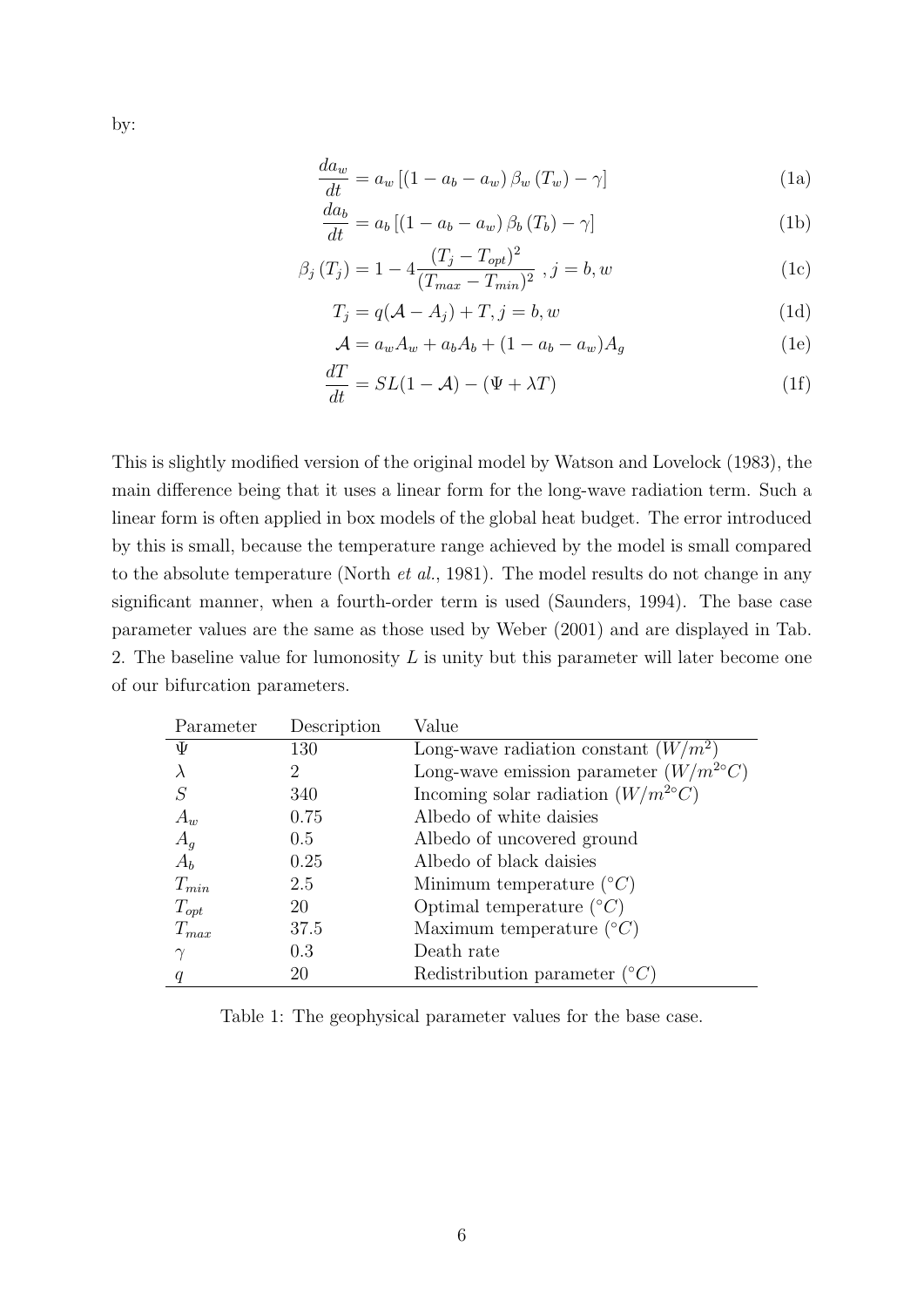by:

$$\frac{da_w}{dt} = a_w \left[ (1 - a_b - a_w) \beta_w (T_w) - \gamma \right] \tag{1a}$$

$$\frac{da_b}{dt} = a_b \left[ (1 - a_b - a_w) \beta_b (T_b) - \gamma \right] \tag{1b}$$

$$\beta_j (T_j) = 1 - 4 \frac{(T_j - T_{opt})^2}{(T_{max} - T_{min})^2} \ , j = b, w \tag{1c}$$

$$T_j = q(\mathcal{A} - A_j) + T, j = b, w \tag{1d}$$

$$\mathcal{A} = a_w A_w + a_b A_b + (1 - a_b - a_w) A_g \tag{1e}$$

$$\frac{dT}{dt} = SL(1 - \mathcal{A}) - (\Psi + \lambda T) \tag{1f}$$

This is slightly modified version of the original model by Watson and Lovelock (1983), the main difference being that it uses a linear form for the long-wave radiation term. Such a linear form is often applied in box models of the global heat budget. The error introduced by this is small, because the temperature range achieved by the model is small compared to the absolute temperature (North *et al.*, 1981). The model results do not change in any significant manner, when a fourth-order term is used (Saunders, 1994). The base case parameter values are the same as those used by Weber (2001) and are displayed in Tab. 2. The baseline value for lumonosity $L$ is unity but this parameter will later become one of our bifurcation parameters.

| Parameter | Description | Value |
|---|---|---|
| $\Psi$ | 130 | Long-wave radiation constant $(W/m^2)$ |
| $\lambda$ | 2 | Long-wave emission parameter $(W/m^{2\circ}C)$ |
| $S$ | 340 | Incoming solar radiation $(W/m^{2\circ}C)$ |
| $A_w$ | 0.75 | Albedo of white daisies |
| $A_g$ | 0.5 | Albedo of uncovered ground |
| $A_b$ | 0.25 | Albedo of black daisies |
| $T_{min}$ | 2.5 | Minimum temperature $(^\circ C)$ |
| $T_{opt}$ | 20 | Optimal temperature $(^\circ C)$ |
| $T_{max}$ | 37.5 | Maximum temperature $(^\circ C)$ |
| $\gamma$ | 0.3 | Death rate |
| $q$ | 20 | Redistribution parameter $(^\circ C)$ |

Table 1: The geophysical parameter values for the base case.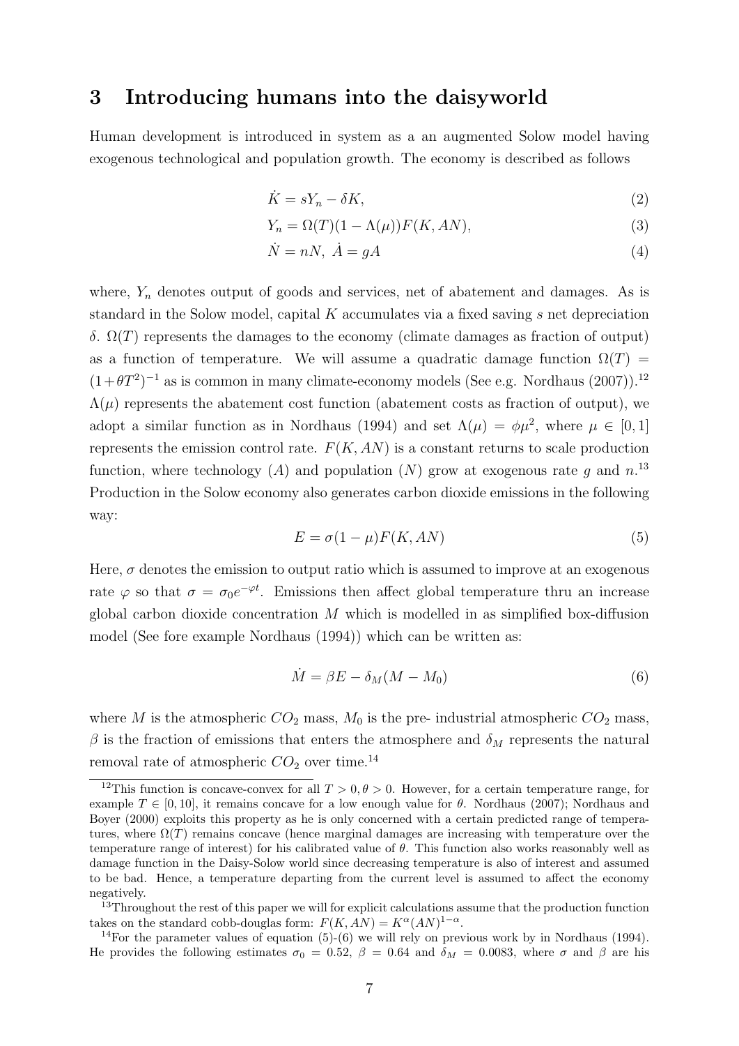## 3 Introducing humans into the daisyworld

Human development is introduced in system as a an augmented Solow model having exogenous technological and population growth. The economy is described as follows

$$\dot{K} = sY_n - \delta K, \tag{2}$$

$$Y_n = \Omega(T)(1 - \Lambda(\mu))F(K, AN), \tag{3}$$

$$\dot{N} = nN, \ \dot{A} = gA \tag{4}$$

where, $Y_n$ denotes output of goods and services, net of abatement and damages. As is standard in the Solow model, capital $K$ accumulates via a fixed saving $s$ net depreciation $\delta$. $\Omega(T)$ represents the damages to the economy (climate damages as fraction of output) as a function of temperature. We will assume a quadratic damage function $\Omega(T) = (1+\theta T^2)^{-1}$ as is common in many climate-economy models (See e.g. Nordhaus (2007)).[12] $\Lambda(\mu)$ represents the abatement cost function (abatement costs as fraction of output), we adopt a similar function as in Nordhaus (1994) and set $\Lambda(\mu) = \phi\mu^2$, where $\mu \in [0, 1]$ represents the emission control rate. $F(K, AN)$ is a constant returns to scale production function, where technology ($A$) and population ($N$) grow at exogenous rate $g$ and $n$.[13] Production in the Solow economy also generates carbon dioxide emissions in the following way:

$$E = \sigma(1 - \mu)F(K, AN) \tag{5}$$

Here, $\sigma$ denotes the emission to output ratio which is assumed to improve at an exogenous rate $\varphi$ so that $\sigma = \sigma_0 e^{-\varphi t}$. Emissions then affect global temperature thru an increase global carbon dioxide concentration $M$ which is modelled in as simplified box-diffusion model (See fore example Nordhaus (1994)) which can be written as:

$$\dot{M} = \beta E - \delta_M(M - M_0) \tag{6}$$

where $M$ is the atmospheric $CO_2$ mass, $M_0$ is the pre- industrial atmospheric $CO_2$ mass, $\beta$ is the fraction of emissions that enters the atmosphere and $\delta_M$ represents the natural removal rate of atmospheric $CO_2$ over time.[14]

---

[12] This function is concave-convex for all $T > 0, \theta > 0$. However, for a certain temperature range, for example $T \in [0, 10]$, it remains concave for a low enough value for $\theta$. Nordhaus (2007); Nordhaus and Boyer (2000) exploits this property as he is only concerned with a certain predicted range of temperatures, where $\Omega(T)$ remains concave (hence marginal damages are increasing with temperature over the temperature range of interest) for his calibrated value of $\theta$. This function also works reasonably well as damage function in the Daisy-Solow world since decreasing temperature is also of interest and assumed to be bad. Hence, a temperature departing from the current level is assumed to affect the economy negatively.

[13] Throughout the rest of this paper we will for explicit calculations assume that the production function takes on the standard cobb-douglas form: $F(K, AN) = K^{\alpha}(AN)^{1-\alpha}$.

[14] For the parameter values of equation (5)-(6) we will rely on previous work by in Nordhaus (1994). He provides the following estimates $\sigma_0 = 0.52$, $\beta = 0.64$ and $\delta_M = 0.0083$, where $\sigma$ and $\beta$ are his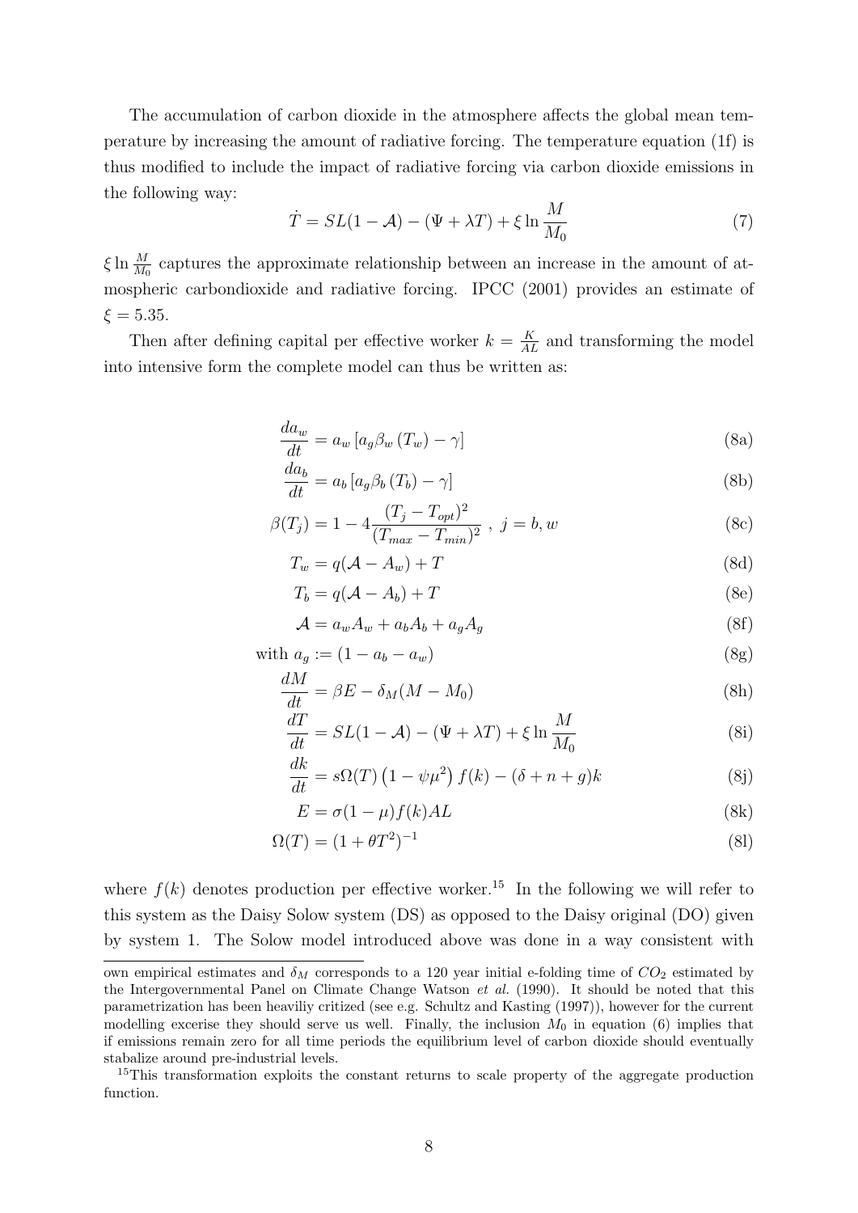The accumulation of carbon dioxide in the atmosphere affects the global mean temperature by increasing the amount of radiative forcing. The temperature equation (1f) is thus modified to include the impact of radiative forcing via carbon dioxide emissions in the following way:

$$\dot{T} = SL(1-\mathcal{A}) - (\Psi + \lambda T) + \xi \ln \frac{M}{M_0} \tag{7}$$

$\xi \ln \frac{M}{M_0}$ captures the approximate relationship between an increase in the amount of atmospheric carbondioxide and radiative forcing. IPCC (2001) provides an estimate of $\xi = 5.35$.

Then after defining capital per effective worker $k = \frac{K}{AL}$ and transforming the model into intensive form the complete model can thus be written as:

$$\frac{da_w}{dt} = a_w \left[a_g \beta_w (T_w) - \gamma\right] \tag{8a}$$

$$\frac{da_b}{dt} = a_b \left[a_g \beta_b (T_b) - \gamma\right] \tag{8b}$$

$$\beta(T_j) = 1 - 4\frac{(T_j - T_{opt})^2}{(T_{max} - T_{min})^2} \ , \ j = b, w \tag{8c}$$

$$T_w = q(\mathcal{A} - A_w) + T \tag{8d}$$

$$T_b = q(\mathcal{A} - A_b) + T \tag{8e}$$

$$\mathcal{A} = a_w A_w + a_b A_b + a_g A_g \tag{8f}$$

$$\text{with } a_g := (1 - a_b - a_w) \tag{8g}$$

$$\frac{dM}{dt} = \beta E - \delta_M (M - M_0) \tag{8h}$$

$$\frac{dT}{dt} = SL(1-\mathcal{A}) - (\Psi + \lambda T) + \xi \ln \frac{M}{M_0} \tag{8i}$$

$$\frac{dk}{dt} = s\Omega(T)\left(1 - \psi \mu^2\right) f(k) - (\delta + n + g)k \tag{8j}$$

$$E = \sigma(1-\mu) f(k) AL \tag{8k}$$

$$\Omega(T) = (1 + \theta T^2)^{-1} \tag{8l}$$

where $f(k)$ denotes production per effective worker.[15] In the following we will refer to this system as the Daisy Solow system (DS) as opposed to the Daisy original (DO) given by system 1. The Solow model introduced above was done in a way consistent with

---

own empirical estimates and $\delta_M$ corresponds to a 120 year initial e-folding time of $CO_2$ estimated by the Intergovernmental Panel on Climate Change Watson *et al.* (1990). It should be noted that this parametrization has been heaviliy critized (see e.g. Schultz and Kasting (1997)), however for the current modelling excerise they should serve us well. Finally, the inclusion $M_0$ in equation (6) implies that if emissions remain zero for all time periods the equilibrium level of carbon dioxide should eventually stabalize around pre-industrial levels.

[15] This transformation exploits the constant returns to scale property of the aggregate production function.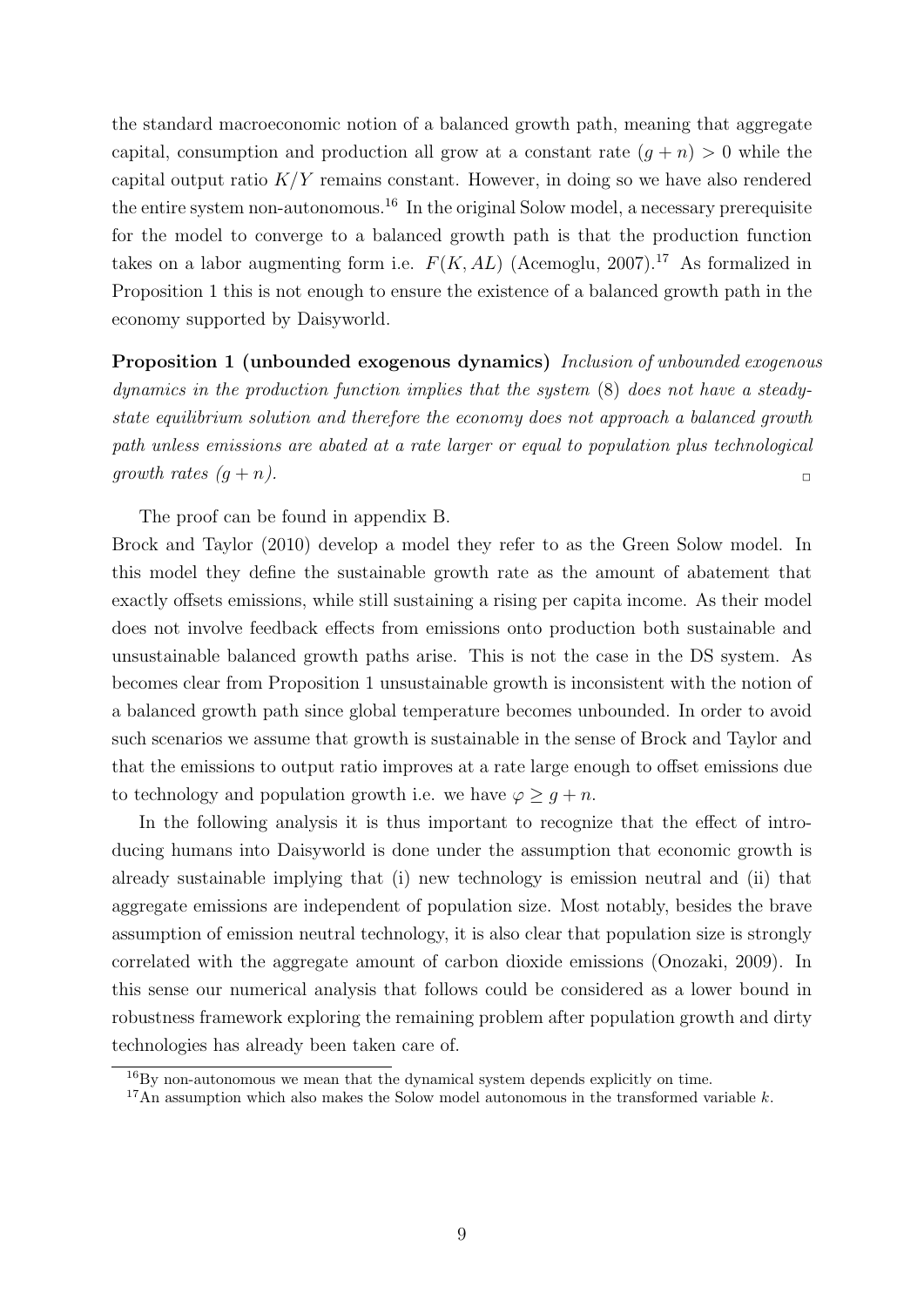the standard macroeconomic notion of a balanced growth path, meaning that aggregate capital, consumption and production all grow at a constant rate $(g+n) > 0$ while the capital output ratio $K/Y$ remains constant. However, in doing so we have also rendered the entire system non-autonomous.[16] In the original Solow model, a necessary prerequisite for the model to converge to a balanced growth path is that the production function takes on a labor augmenting form i.e. $F(K, AL)$ (Acemoglu, 2007).[17] As formalized in Proposition 1 this is not enough to ensure the existence of a balanced growth path in the economy supported by Daisyworld.

**Proposition 1 (unbounded exogenous dynamics)** *Inclusion of unbounded exogenous dynamics in the production function implies that the system* (8) *does not have a steady-state equilibrium solution and therefore the economy does not approach a balanced growth path unless emissions are abated at a rate larger or equal to population plus technological growth rates $(g+n)$.* □

The proof can be found in appendix B.

Brock and Taylor (2010) develop a model they refer to as the Green Solow model. In this model they define the sustainable growth rate as the amount of abatement that exactly offsets emissions, while still sustaining a rising per capita income. As their model does not involve feedback effects from emissions onto production both sustainable and unsustainable balanced growth paths arise. This is not the case in the DS system. As becomes clear from Proposition 1 unsustainable growth is inconsistent with the notion of a balanced growth path since global temperature becomes unbounded. In order to avoid such scenarios we assume that growth is sustainable in the sense of Brock and Taylor and that the emissions to output ratio improves at a rate large enough to offset emissions due to technology and population growth i.e. we have $\varphi \geq g+n$.

In the following analysis it is thus important to recognize that the effect of introducing humans into Daisyworld is done under the assumption that economic growth is already sustainable implying that (i) new technology is emission neutral and (ii) that aggregate emissions are independent of population size. Most notably, besides the brave assumption of emission neutral technology, it is also clear that population size is strongly correlated with the aggregate amount of carbon dioxide emissions (Onozaki, 2009). In this sense our numerical analysis that follows could be considered as a lower bound in robustness framework exploring the remaining problem after population growth and dirty technologies has already been taken care of.

[16] By non-autonomous we mean that the dynamical system depends explicitly on time.

[17] An assumption which also makes the Solow model autonomous in the transformed variable $k$.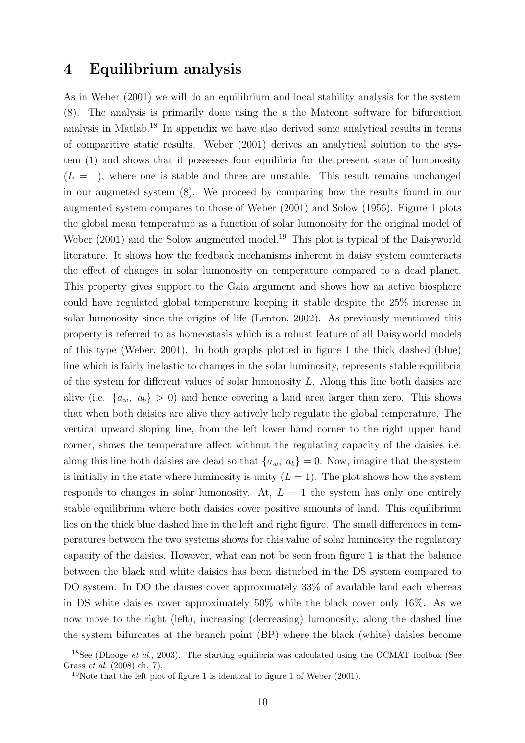# 4 Equilibrium analysis

As in Weber (2001) we will do an equilibrium and local stability analysis for the system (8). The analysis is primarily done using the a the Matcont software for bifurcation analysis in Matlab.[18] In appendix we have also derived some analytical results in terms of comparitive static results. Weber (2001) derives an analytical solution to the system (1) and shows that it possesses four equilibria for the present state of lumonosity ($L = 1$), where one is stable and three are unstable. This result remains unchanged in our augmeted system (8). We proceed by comparing how the results found in our augmented system compares to those of Weber (2001) and Solow (1956). Figure 1 plots the global mean temperature as a function of solar lumonosity for the original model of Weber (2001) and the Solow augmented model.[19] This plot is typical of the Daisyworld literature. It shows how the feedback mechanisms inherent in daisy system counteracts the effect of changes in solar lumonosity on temperature compared to a dead planet. This property gives support to the Gaia argument and shows how an active biosphere could have regulated global temperature keeping it stable despite the 25% increase in solar lumonosity since the origins of life (Lenton, 2002). As previously mentioned this property is referred to as homeostasis which is a robust feature of all Daisyworld models of this type (Weber, 2001). In both graphs plotted in figure 1 the thick dashed (blue) line which is fairly inelastic to changes in the solar luminosity, represents stable equilibria of the system for different values of solar lumonosity $L$. Along this line both daisies are alive (i.e. $\{a_w,\ a_b\} > 0$) and hence covering a land area larger than zero. This shows that when both daisies are alive they actively help regulate the global temperature. The vertical upward sloping line, from the left lower hand corner to the right upper hand corner, shows the temperature affect without the regulating capacity of the daisies i.e. along this line both daisies are dead so that $\{a_w,\ a_b\} = 0$. Now, imagine that the system is initially in the state where luminosity is unity ($L = 1$). The plot shows how the system responds to changes in solar lumonosity. At, $L = 1$ the system has only one entirely stable equilibrium where both daisies cover positive amounts of land. This equilibrium lies on the thick blue dashed line in the left and right figure. The small differences in temperatures between the two systems shows for this value of solar luminosity the regulatory capacity of the daisies. However, what can not be seen from figure 1 is that the balance between the black and white daisies has been disturbed in the DS system compared to DO system. In DO the daisies cover approximately 33% of available land each whereas in DS white daisies cover approximately 50% while the black cover only 16%. As we now move to the right (left), increasing (decreasing) lumonosity, along the dashed line the system bifurcates at the branch point (BP) where the black (white) daisies become

[18] See (Dhooge *et al.*, 2003). The starting equilibria was calculated using the OCMAT toolbox (See Grass *et al.* (2008) ch. 7).

[19] Note that the left plot of figure 1 is identical to figure 1 of Weber (2001).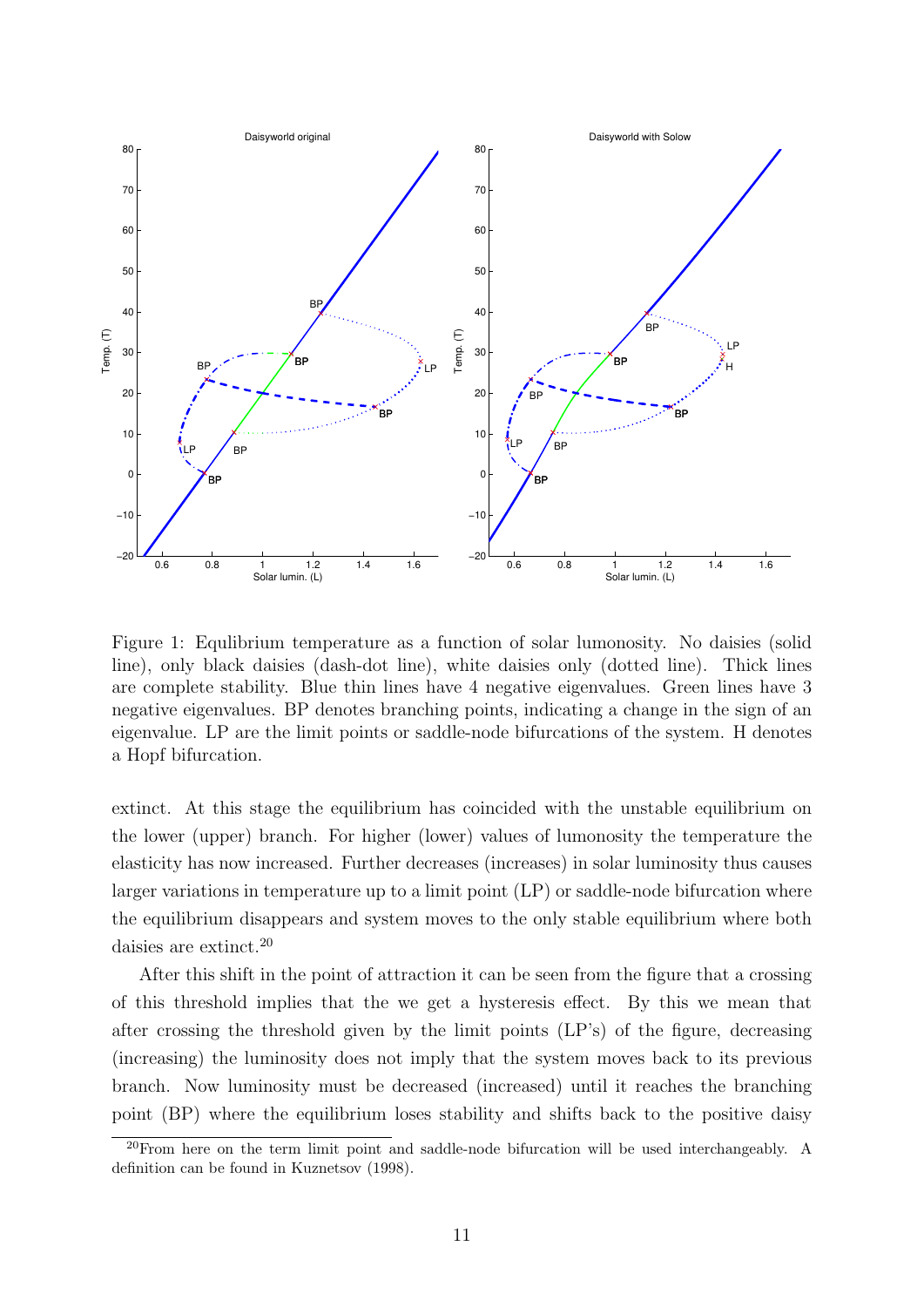Figure 1: Equlibrium temperature as a function of solar lumonosity. No daisies (solid line), only black daisies (dash-dot line), white daisies only (dotted line). Thick lines are complete stability. Blue thin lines have 4 negative eigenvalues. Green lines have 3 negative eigenvalues. BP denotes branching points, indicating a change in the sign of an eigenvalue. LP are the limit points or saddle-node bifurcations of the system. H denotes a Hopf bifurcation.

extinct. At this stage the equilibrium has coincided with the unstable equilibrium on the lower (upper) branch. For higher (lower) values of lumonosity the temperature the elasticity has now increased. Further decreases (increases) in solar luminosity thus causes larger variations in temperature up to a limit point (LP) or saddle-node bifurcation where the equilibrium disappears and system moves to the only stable equilibrium where both daisies are extinct.[20]

After this shift in the point of attraction it can be seen from the figure that a crossing of this threshold implies that the we get a hysteresis effect. By this we mean that after crossing the threshold given by the limit points (LP's) of the figure, decreasing (increasing) the luminosity does not imply that the system moves back to its previous branch. Now luminosity must be decreased (increased) until it reaches the branching point (BP) where the equilibrium loses stability and shifts back to the positive daisy

[20] From here on the term limit point and saddle-node bifurcation will be used interchangeably. A definition can be found in Kuznetsov (1998).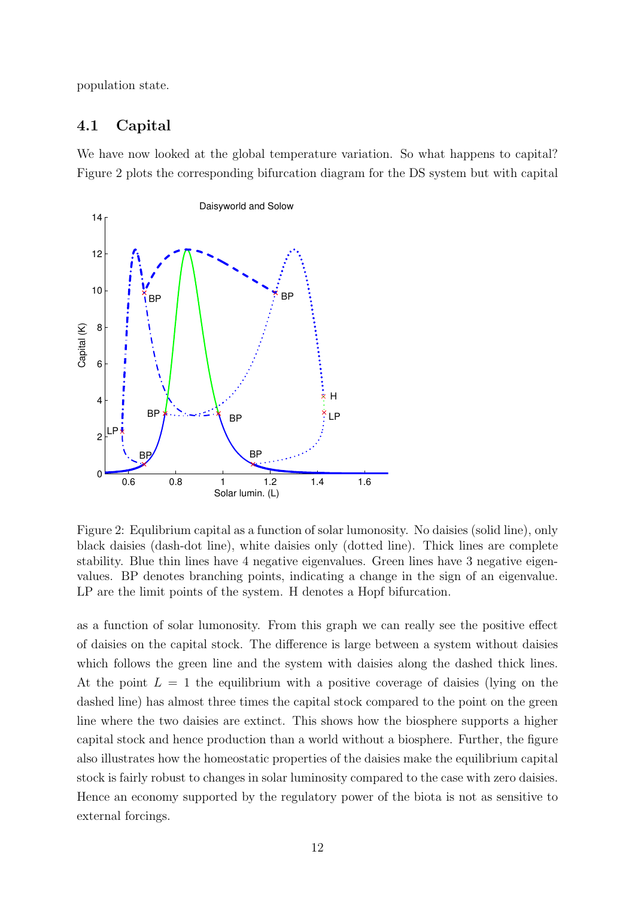population state.

## 4.1 Capital

We have now looked at the global temperature variation. So what happens to capital? Figure 2 plots the corresponding bifurcation diagram for the DS system but with capital

Figure 2: Equlibrium capital as a function of solar lumonosity. No daisies (solid line), only black daisies (dash-dot line), white daisies only (dotted line). Thick lines are complete stability. Blue thin lines have 4 negative eigenvalues. Green lines have 3 negative eigenvalues. BP denotes branching points, indicating a change in the sign of an eigenvalue. LP are the limit points of the system. H denotes a Hopf bifurcation.

as a function of solar lumonosity. From this graph we can really see the positive effect of daisies on the capital stock. The difference is large between a system without daisies which follows the green line and the system with daisies along the dashed thick lines. At the point $L = 1$ the equilibrium with a positive coverage of daisies (lying on the dashed line) has almost three times the capital stock compared to the point on the green line where the two daisies are extinct. This shows how the biosphere supports a higher capital stock and hence production than a world without a biosphere. Further, the figure also illustrates how the homeostatic properties of the daisies make the equilibrium capital stock is fairly robust to changes in solar luminosity compared to the case with zero daisies. Hence an economy supported by the regulatory power of the biota is not as sensitive to external forcings.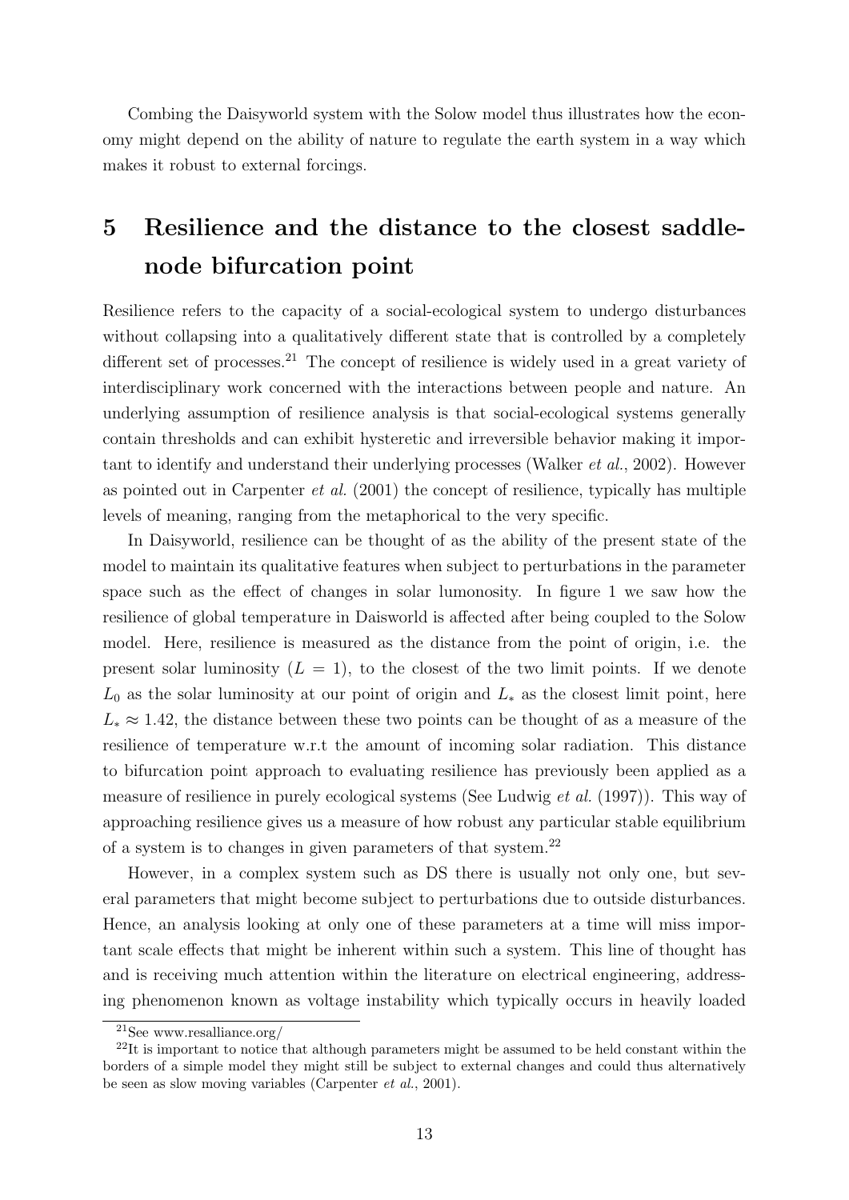Combing the Daisyworld system with the Solow model thus illustrates how the economy might depend on the ability of nature to regulate the earth system in a way which makes it robust to external forcings.

# 5 Resilience and the distance to the closest saddle-node bifurcation point

Resilience refers to the capacity of a social-ecological system to undergo disturbances without collapsing into a qualitatively different state that is controlled by a completely different set of processes.[21] The concept of resilience is widely used in a great variety of interdisciplinary work concerned with the interactions between people and nature. An underlying assumption of resilience analysis is that social-ecological systems generally contain thresholds and can exhibit hysteretic and irreversible behavior making it important to identify and understand their underlying processes (Walker *et al.*, 2002). However as pointed out in Carpenter *et al.* (2001) the concept of resilience, typically has multiple levels of meaning, ranging from the metaphorical to the very specific.

In Daisyworld, resilience can be thought of as the ability of the present state of the model to maintain its qualitative features when subject to perturbations in the parameter space such as the effect of changes in solar lumonosity. In figure 1 we saw how the resilience of global temperature in Daisworld is affected after being coupled to the Solow model. Here, resilience is measured as the distance from the point of origin, i.e. the present solar luminosity ($L = 1$), to the closest of the two limit points. If we denote $L_0$ as the solar luminosity at our point of origin and $L_*$ as the closest limit point, here $L_* \approx 1.42$, the distance between these two points can be thought of as a measure of the resilience of temperature w.r.t the amount of incoming solar radiation. This distance to bifurcation point approach to evaluating resilience has previously been applied as a measure of resilience in purely ecological systems (See Ludwig *et al.* (1997)). This way of approaching resilience gives us a measure of how robust any particular stable equilibrium of a system is to changes in given parameters of that system.[22]

However, in a complex system such as DS there is usually not only one, but several parameters that might become subject to perturbations due to outside disturbances. Hence, an analysis looking at only one of these parameters at a time will miss important scale effects that might be inherent within such a system. This line of thought has and is receiving much attention within the literature on electrical engineering, addressing phenomenon known as voltage instability which typically occurs in heavily loaded

[21] See www.resalliance.org/

[22] It is important to notice that although parameters might be assumed to be held constant within the borders of a simple model they might still be subject to external changes and could thus alternatively be seen as slow moving variables (Carpenter *et al.*, 2001).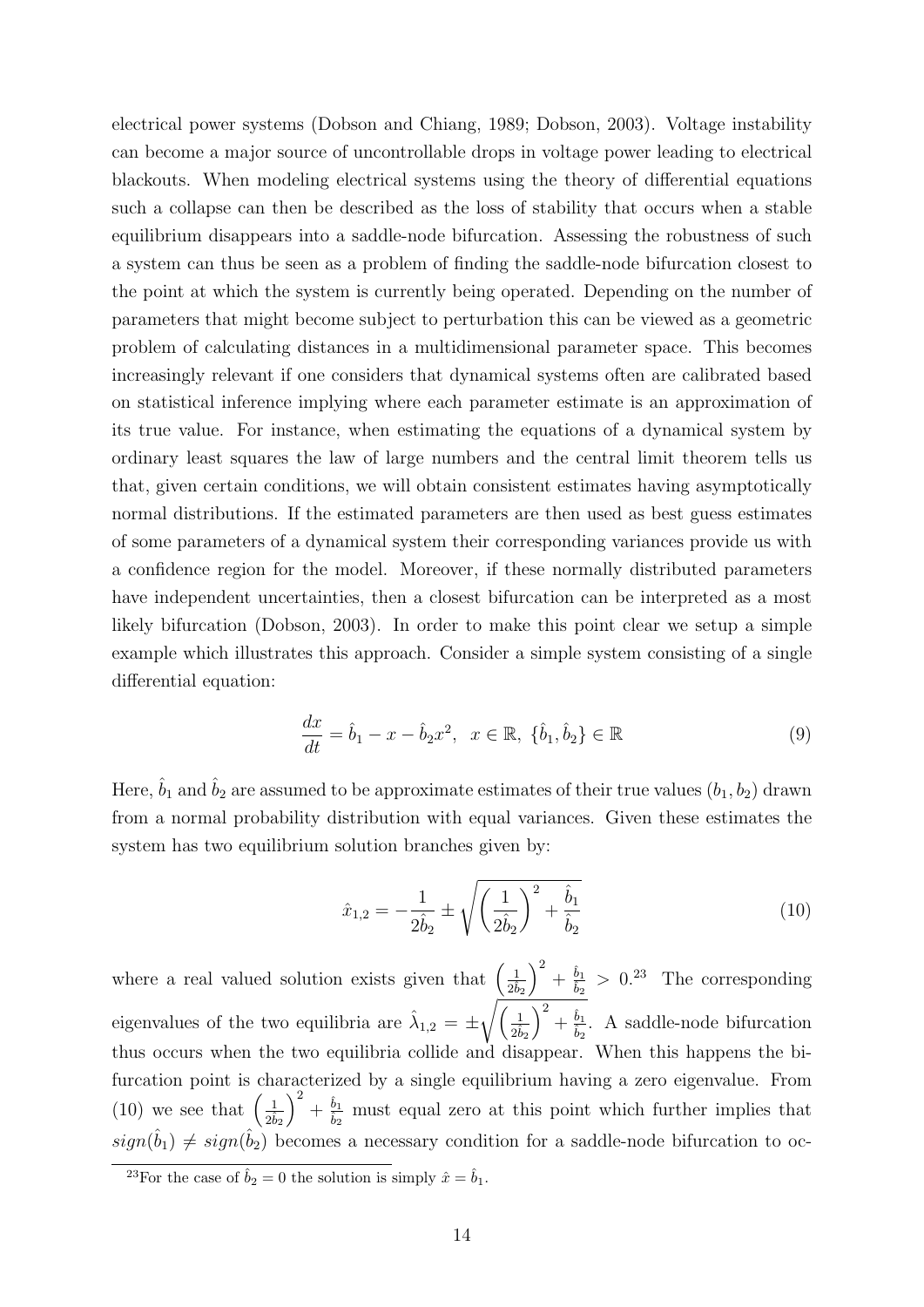electrical power systems (Dobson and Chiang, 1989; Dobson, 2003). Voltage instability can become a major source of uncontrollable drops in voltage power leading to electrical blackouts. When modeling electrical systems using the theory of differential equations such a collapse can then be described as the loss of stability that occurs when a stable equilibrium disappears into a saddle-node bifurcation. Assessing the robustness of such a system can thus be seen as a problem of finding the saddle-node bifurcation closest to the point at which the system is currently being operated. Depending on the number of parameters that might become subject to perturbation this can be viewed as a geometric problem of calculating distances in a multidimensional parameter space. This becomes increasingly relevant if one considers that dynamical systems often are calibrated based on statistical inference implying where each parameter estimate is an approximation of its true value. For instance, when estimating the equations of a dynamical system by ordinary least squares the law of large numbers and the central limit theorem tells us that, given certain conditions, we will obtain consistent estimates having asymptotically normal distributions. If the estimated parameters are then used as best guess estimates of some parameters of a dynamical system their corresponding variances provide us with a confidence region for the model. Moreover, if these normally distributed parameters have independent uncertainties, then a closest bifurcation can be interpreted as a most likely bifurcation (Dobson, 2003). In order to make this point clear we setup a simple example which illustrates this approach. Consider a simple system consisting of a single differential equation:

$$\frac{dx}{dt} = \hat{b}_1 - x - \hat{b}_2 x^2, \;\; x \in \mathbb{R}, \; \{\hat{b}_1, \hat{b}_2\} \in \mathbb{R} \tag{9}$$

Here, $\hat{b}_1$ and $\hat{b}_2$ are assumed to be approximate estimates of their true values $(b_1, b_2)$ drawn from a normal probability distribution with equal variances. Given these estimates the system has two equilibrium solution branches given by:

$$\hat{x}_{1,2} = -\frac{1}{2\hat{b}_2} \pm \sqrt{\left(\frac{1}{2\hat{b}_2}\right)^2 + \frac{\hat{b}_1}{\hat{b}_2}} \tag{10}$$

where a real valued solution exists given that $\left(\frac{1}{2\hat{b}_2}\right)^2 + \frac{\hat{b}_1}{\hat{b}_2} > 0$.[23] The corresponding eigenvalues of the two equilibria are $\hat{\lambda}_{1,2} = \pm\sqrt{\left(\frac{1}{2\hat{b}_2}\right)^2 + \frac{\hat{b}_1}{\hat{b}_2}}$. A saddle-node bifurcation thus occurs when the two equilibria collide and disappear. When this happens the bifurcation point is characterized by a single equilibrium having a zero eigenvalue. From (10) we see that $\left(\frac{1}{2\hat{b}_2}\right)^2 + \frac{\hat{b}_1}{\hat{b}_2}$ must equal zero at this point which further implies that $sign(\hat{b}_1) \neq sign(\hat{b}_2)$ becomes a necessary condition for a saddle-node bifurcation to oc-

[23] For the case of $\hat{b}_2 = 0$ the solution is simply $\hat{x} = \hat{b}_1$.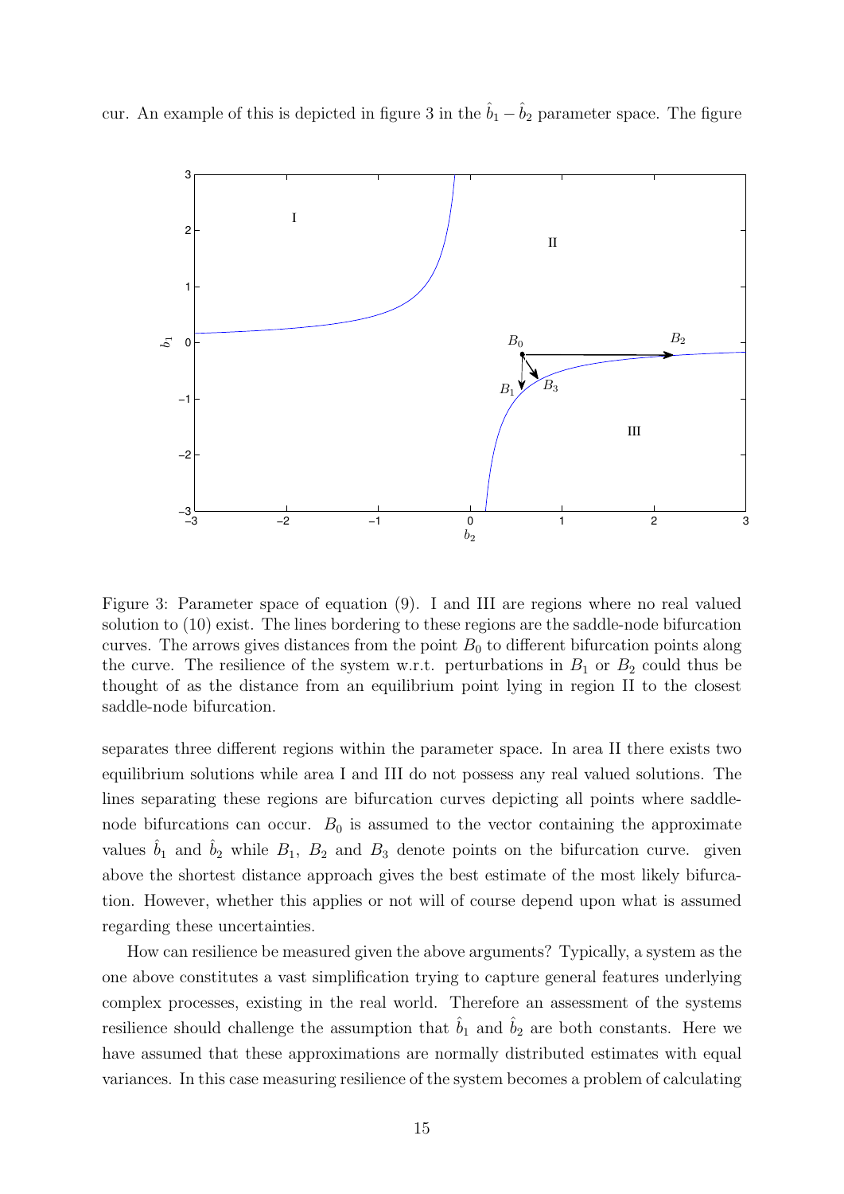cur. An example of this is depicted in figure 3 in the $\hat{b}_1 - \hat{b}_2$ parameter space. The figure

Figure 3: Parameter space of equation (9). I and III are regions where no real valued solution to (10) exist. The lines bordering to these regions are the saddle-node bifurcation curves. The arrows gives distances from the point $B_0$ to different bifurcation points along the curve. The resilience of the system w.r.t. perturbations in $B_1$ or $B_2$ could thus be thought of as the distance from an equilibrium point lying in region II to the closest saddle-node bifurcation.

separates three different regions within the parameter space. In area II there exists two equilibrium solutions while area I and III do not possess any real valued solutions. The lines separating these regions are bifurcation curves depicting all points where saddle-node bifurcations can occur. $B_0$ is assumed to the vector containing the approximate values $\hat{b}_1$ and $\hat{b}_2$ while $B_1$, $B_2$ and $B_3$ denote points on the bifurcation curve. given above the shortest distance approach gives the best estimate of the most likely bifurcation. However, whether this applies or not will of course depend upon what is assumed regarding these uncertainties.

How can resilience be measured given the above arguments? Typically, a system as the one above constitutes a vast simplification trying to capture general features underlying complex processes, existing in the real world. Therefore an assessment of the systems resilience should challenge the assumption that $\hat{b}_1$ and $\hat{b}_2$ are both constants. Here we have assumed that these approximations are normally distributed estimates with equal variances. In this case measuring resilience of the system becomes a problem of calculating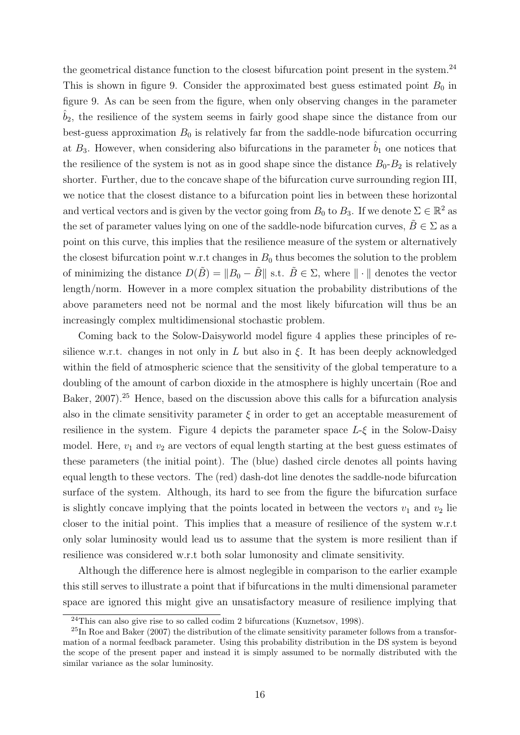the geometrical distance function to the closest bifurcation point present in the system.[24] This is shown in figure 9. Consider the approximated best guess estimated point $B_0$ in figure 9. As can be seen from the figure, when only observing changes in the parameter $\hat{b}_2$, the resilience of the system seems in fairly good shape since the distance from our best-guess approximation $B_0$ is relatively far from the saddle-node bifurcation occurring at $B_3$. However, when considering also bifurcations in the parameter $\hat{b}_1$ one notices that the resilience of the system is not as in good shape since the distance $B_0$-$B_2$ is relatively shorter. Further, due to the concave shape of the bifurcation curve surrounding region III, we notice that the closest distance to a bifurcation point lies in between these horizontal and vertical vectors and is given by the vector going from $B_0$ to $B_3$. If we denote $\Sigma \in \mathbb{R}^2$ as the set of parameter values lying on one of the saddle-node bifurcation curves, $\tilde{B} \in \Sigma$ as a point on this curve, this implies that the resilience measure of the system or alternatively the closest bifurcation point w.r.t changes in $B_0$ thus becomes the solution to the problem of minimizing the distance $D(\tilde{B}) = \|B_0 - \tilde{B}\|$ s.t. $\tilde{B} \in \Sigma$, where $\|\cdot\|$ denotes the vector length/norm. However in a more complex situation the probability distributions of the above parameters need not be normal and the most likely bifurcation will thus be an increasingly complex multidimensional stochastic problem.

Coming back to the Solow-Daisyworld model figure 4 applies these principles of resilience w.r.t. changes in not only in $L$ but also in $\xi$. It has been deeply acknowledged within the field of atmospheric science that the sensitivity of the global temperature to a doubling of the amount of carbon dioxide in the atmosphere is highly uncertain (Roe and Baker, 2007).[25] Hence, based on the discussion above this calls for a bifurcation analysis also in the climate sensitivity parameter $\xi$ in order to get an acceptable measurement of resilience in the system. Figure 4 depicts the parameter space $L$-$\xi$ in the Solow-Daisy model. Here, $v_1$ and $v_2$ are vectors of equal length starting at the best guess estimates of these parameters (the initial point). The (blue) dashed circle denotes all points having equal length to these vectors. The (red) dash-dot line denotes the saddle-node bifurcation surface of the system. Although, its hard to see from the figure the bifurcation surface is slightly concave implying that the points located in between the vectors $v_1$ and $v_2$ lie closer to the initial point. This implies that a measure of resilience of the system w.r.t only solar luminosity would lead us to assume that the system is more resilient than if resilience was considered w.r.t both solar lumonosity and climate sensitivity.

Although the difference here is almost neglegible in comparison to the earlier example this still serves to illustrate a point that if bifurcations in the multi dimensional parameter space are ignored this might give an unsatisfactory measure of resilience implying that

[24] This can also give rise to so called codim 2 bifurcations (Kuznetsov, 1998).

[25] In Roe and Baker (2007) the distribution of the climate sensitivity parameter follows from a transformation of a normal feedback parameter. Using this probability distribution in the DS system is beyond the scope of the present paper and instead it is simply assumed to be normally distributed with the similar variance as the solar luminosity.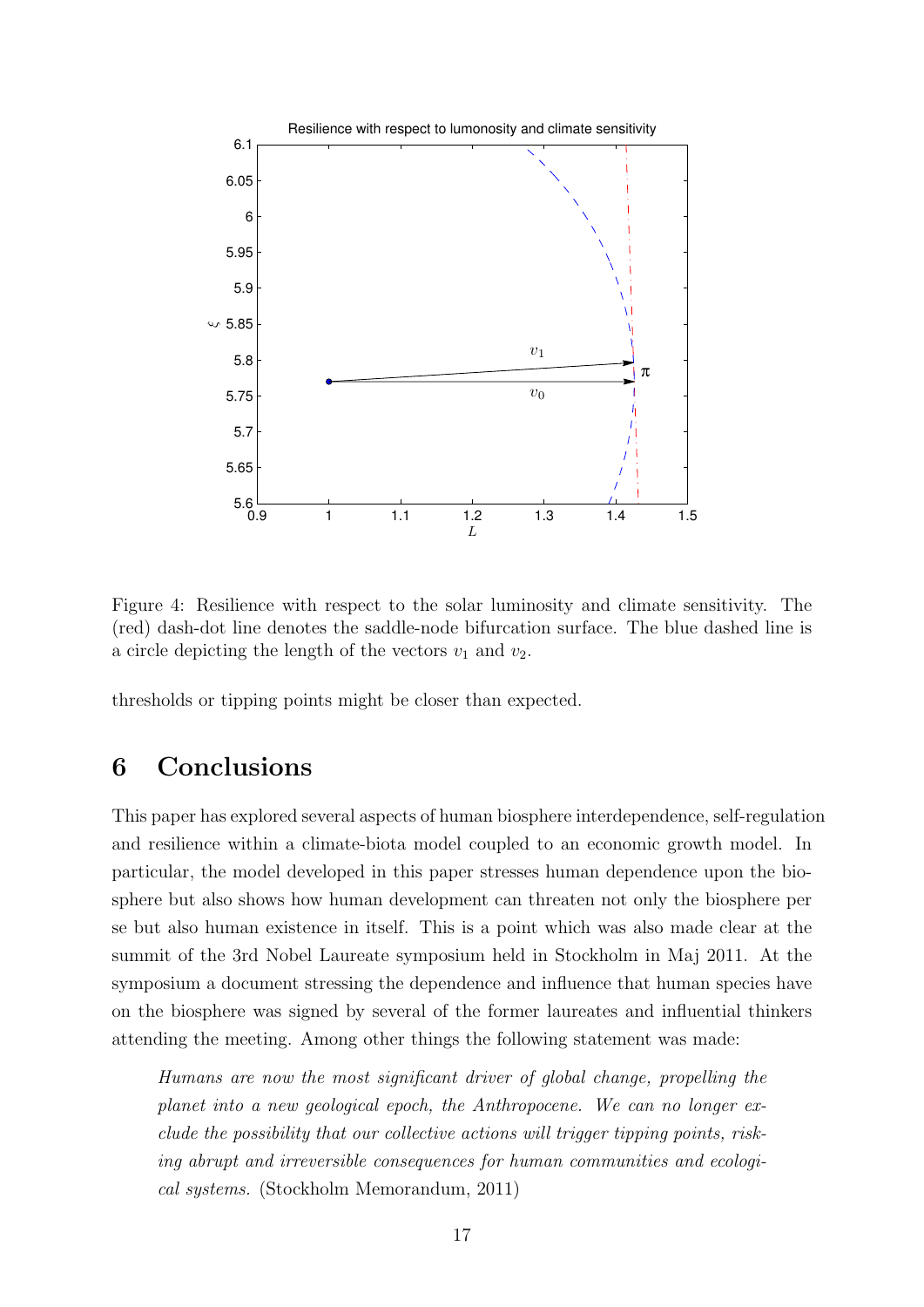Figure 4: Resilience with respect to the solar luminosity and climate sensitivity. The (red) dash-dot line denotes the saddle-node bifurcation surface. The blue dashed line is a circle depicting the length of the vectors $v_1$ and $v_2$.

thresholds or tipping points might be closer than expected.

# 6 Conclusions

This paper has explored several aspects of human biosphere interdependence, self-regulation and resilience within a climate-biota model coupled to an economic growth model. In particular, the model developed in this paper stresses human dependence upon the biosphere but also shows how human development can threaten not only the biosphere per se but also human existence in itself. This is a point which was also made clear at the summit of the 3rd Nobel Laureate symposium held in Stockholm in Maj 2011. At the symposium a document stressing the dependence and influence that human species have on the biosphere was signed by several of the former laureates and influential thinkers attending the meeting. Among other things the following statement was made:

> *Humans are now the most significant driver of global change, propelling the planet into a new geological epoch, the Anthropocene. We can no longer exclude the possibility that our collective actions will trigger tipping points, risking abrupt and irreversible consequences for human communities and ecological systems.* (Stockholm Memorandum, 2011)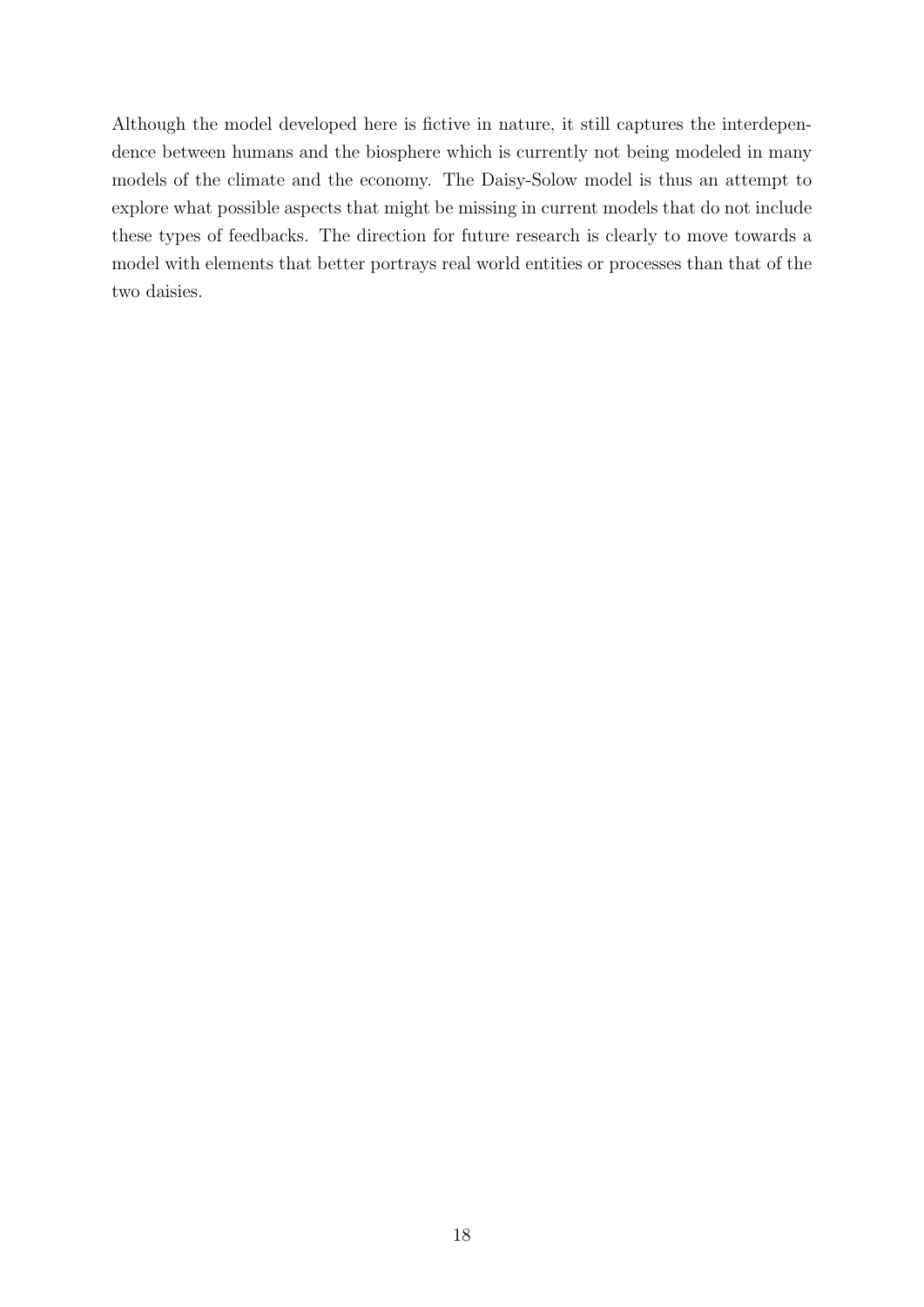Although the model developed here is fictive in nature, it still captures the interdependence between humans and the biosphere which is currently not being modeled in many models of the climate and the economy. The Daisy-Solow model is thus an attempt to explore what possible aspects that might be missing in current models that do not include these types of feedbacks. The direction for future research is clearly to move towards a model with elements that better portrays real world entities or processes than that of the two daisies.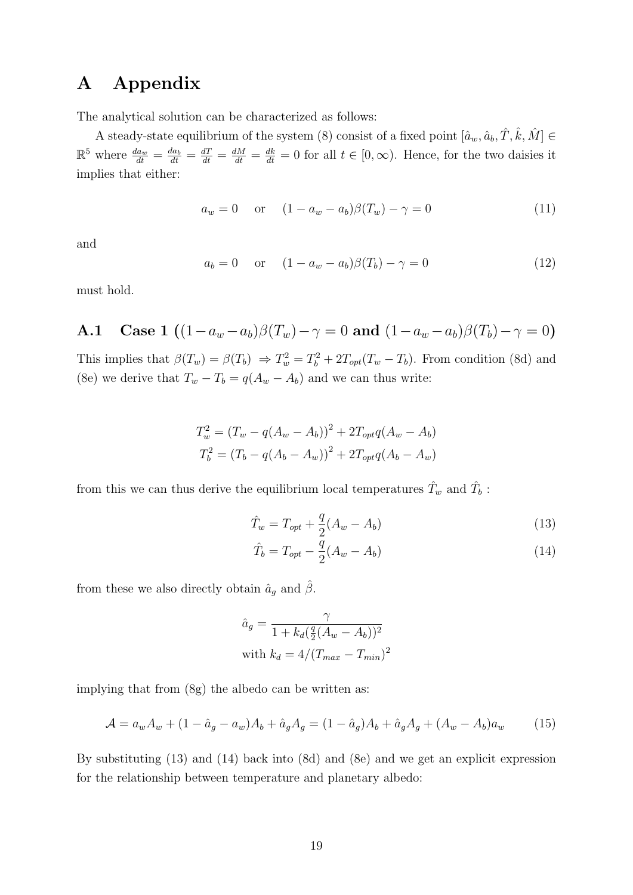# A Appendix

The analytical solution can be characterized as follows:

A steady-state equilibrium of the system (8) consist of a fixed point $[\hat{a}_w, \hat{a}_b, \hat{T}, \hat{k}, \hat{M}] \in \mathbb{R}^5$ where $\frac{da_w}{dt} = \frac{da_b}{dt} = \frac{dT}{dt} = \frac{dM}{dt} = \frac{dk}{dt} = 0$ for all $t \in [0, \infty)$. Hence, for the two daisies it implies that either:

$$a_w = 0 \quad \text{or} \quad (1 - a_w - a_b)\beta(T_w) - \gamma = 0 \tag{11}$$

and

$$a_b = 0 \quad \text{or} \quad (1 - a_w - a_b)\beta(T_b) - \gamma = 0 \tag{12}$$

must hold.

## A.1 Case 1 ($(1-a_w-a_b)\beta(T_w)-\gamma = 0$ and $(1-a_w-a_b)\beta(T_b)-\gamma = 0$)

This implies that $\beta(T_w) = \beta(T_b) \Rightarrow T_w^2 = T_b^2 + 2T_{opt}(T_w - T_b)$. From condition (8d) and (8e) we derive that $T_w - T_b = q(A_w - A_b)$ and we can thus write:

$$T_w^2 = (T_w - q(A_w - A_b))^2 + 2T_{opt}q(A_w - A_b)$$
$$T_b^2 = (T_b - q(A_b - A_w))^2 + 2T_{opt}q(A_b - A_w)$$

from this we can thus derive the equilibrium local temperatures $\hat{T}_w$ and $\hat{T}_b$ :

$$\hat{T}_w = T_{opt} + \frac{q}{2}(A_w - A_b) \tag{13}$$

$$\hat{T}_b = T_{opt} - \frac{q}{2}(A_w - A_b) \tag{14}$$

from these we also directly obtain $\hat{a}_g$ and $\hat{\beta}$.

$$\hat{a}_g = \frac{\gamma}{1 + k_d(\frac{q}{2}(A_w - A_b))^2}$$
$$\text{with } k_d = 4/(T_{max} - T_{min})^2$$

implying that from (8g) the albedo can be written as:

$$\mathcal{A} = a_w A_w + (1 - \hat{a}_g - a_w)A_b + \hat{a}_g A_g = (1 - \hat{a}_g)A_b + \hat{a}_g A_g + (A_w - A_b)a_w \tag{15}$$

By substituting (13) and (14) back into (8d) and (8e) and we get an explicit expression for the relationship between temperature and planetary albedo: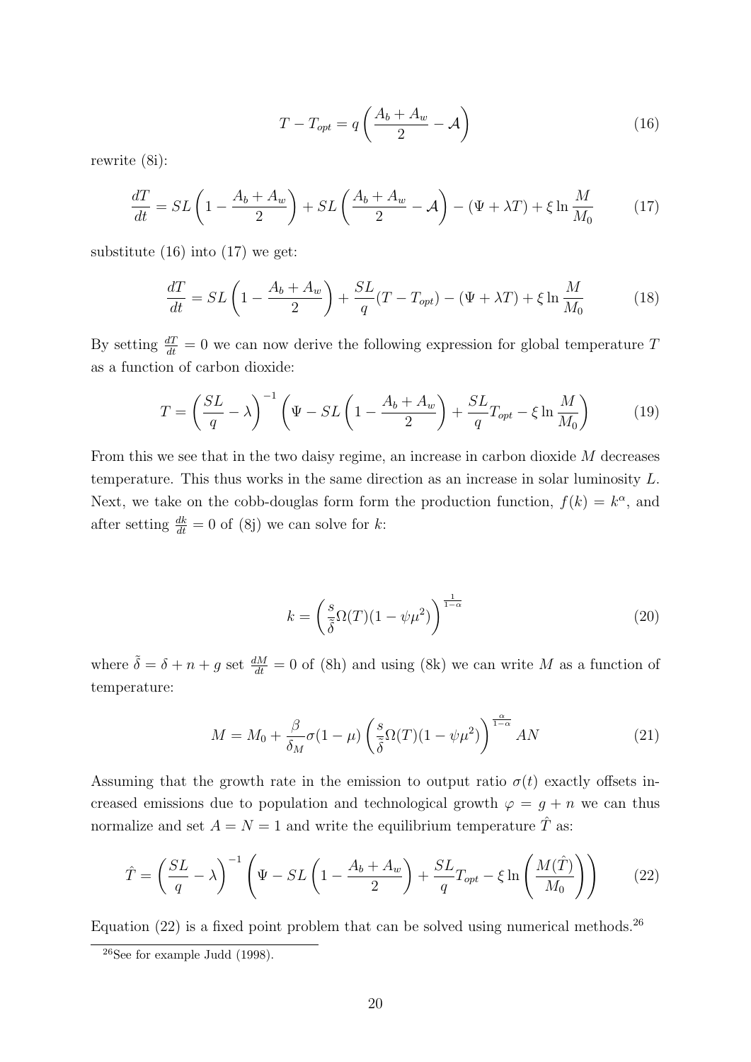$$T - T_{opt} = q\left(\frac{A_b + A_w}{2} - \mathcal{A}\right) \tag{16}$$

rewrite (8i):

$$\frac{dT}{dt} = SL\left(1 - \frac{A_b + A_w}{2}\right) + SL\left(\frac{A_b + A_w}{2} - \mathcal{A}\right) - (\Psi + \lambda T) + \xi \ln \frac{M}{M_0} \tag{17}$$

substitute (16) into (17) we get:

$$\frac{dT}{dt} = SL\left(1 - \frac{A_b + A_w}{2}\right) + \frac{SL}{q}(T - T_{opt}) - (\Psi + \lambda T) + \xi \ln \frac{M}{M_0} \tag{18}$$

By setting $\frac{dT}{dt} = 0$ we can now derive the following expression for global temperature $T$ as a function of carbon dioxide:

$$T = \left(\frac{SL}{q} - \lambda\right)^{-1}\left(\Psi - SL\left(1 - \frac{A_b + A_w}{2}\right) + \frac{SL}{q}T_{opt} - \xi \ln \frac{M}{M_0}\right) \tag{19}$$

From this we see that in the two daisy regime, an increase in carbon dioxide $M$ decreases temperature. This thus works in the same direction as an increase in solar luminosity $L$. Next, we take on the cobb-douglas form form the production function, $f(k) = k^{\alpha}$, and after setting $\frac{dk}{dt} = 0$ of (8j) we can solve for $k$:

$$k = \left(\frac{s}{\tilde{\delta}}\Omega(T)(1 - \psi\mu^2)\right)^{\frac{1}{1-\alpha}} \tag{20}$$

where $\tilde{\delta} = \delta + n + g$ set $\frac{dM}{dt} = 0$ of (8h) and using (8k) we can write $M$ as a function of temperature:

$$M = M_0 + \frac{\beta}{\delta_M}\sigma(1 - \mu)\left(\frac{s}{\tilde{\delta}}\Omega(T)(1 - \psi\mu^2)\right)^{\frac{\alpha}{1-\alpha}} AN \tag{21}$$

Assuming that the growth rate in the emission to output ratio $\sigma(t)$ exactly offsets increased emissions due to population and technological growth $\varphi = g + n$ we can thus normalize and set $A = N = 1$ and write the equilibrium temperature $\hat{T}$ as:

$$\hat{T} = \left(\frac{SL}{q} - \lambda\right)^{-1}\left(\Psi - SL\left(1 - \frac{A_b + A_w}{2}\right) + \frac{SL}{q}T_{opt} - \xi \ln\left(\frac{M(\hat{T})}{M_0}\right)\right) \tag{22}$$

Equation (22) is a fixed point problem that can be solved using numerical methods.[26]

[26] See for example Judd (1998).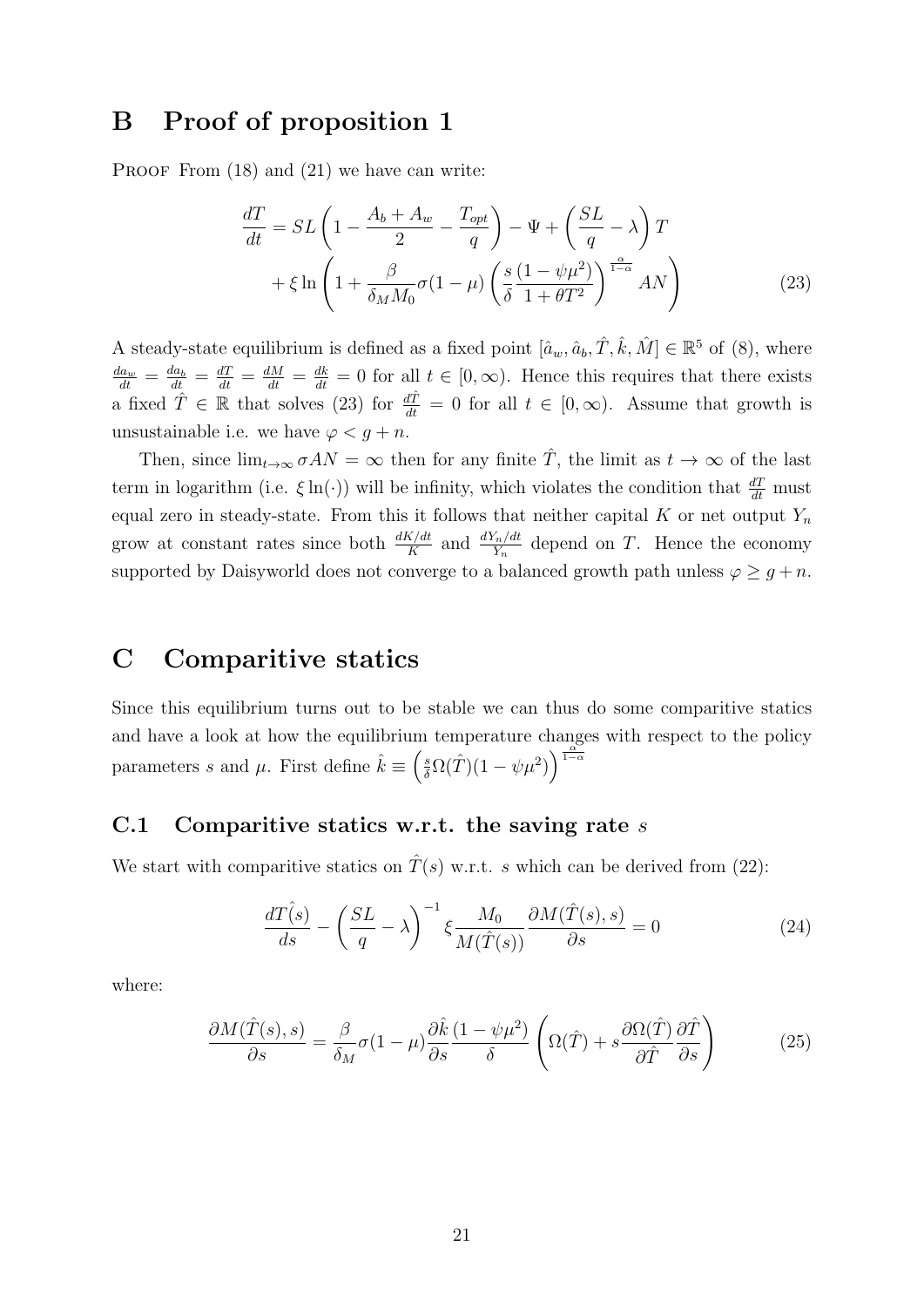# B Proof of proposition 1

PROOF From (18) and (21) we have can write:

$$\frac{dT}{dt} = SL\left(1 - \frac{A_b + A_w}{2} - \frac{T_{opt}}{q}\right) - \Psi + \left(\frac{SL}{q} - \lambda\right)T + \xi \ln\left(1 + \frac{\beta}{\delta_M M_0}\sigma(1-\mu)\left(\frac{s}{\delta}\frac{(1-\psi\mu^2)}{1+\theta T^2}\right)^{\frac{\alpha}{1-\alpha}} AN\right) \tag{23}$$

A steady-state equilibrium is defined as a fixed point $[\hat{a}_w, \hat{a}_b, \hat{T}, \hat{k}, \hat{M}] \in \mathbb{R}^5$ of (8), where $\frac{da_w}{dt} = \frac{da_b}{dt} = \frac{dT}{dt} = \frac{dM}{dt} = \frac{dk}{dt} = 0$ for all $t \in [0, \infty)$. Hence this requires that there exists a fixed $\hat{T} \in \mathbb{R}$ that solves (23) for $\frac{d\hat{T}}{dt} = 0$ for all $t \in [0, \infty)$. Assume that growth is unsustainable i.e. we have $\varphi < g + n$.

Then, since $\lim_{t\to\infty} \sigma AN = \infty$ then for any finite $\hat{T}$, the limit as $t \to \infty$ of the last term in logarithm (i.e. $\xi \ln(\cdot)$) will be infinity, which violates the condition that $\frac{dT}{dt}$ must equal zero in steady-state. From this it follows that neither capital $K$ or net output $Y_n$ grow at constant rates since both $\frac{dK/dt}{K}$ and $\frac{dY_n/dt}{Y_n}$ depend on $T$. Hence the economy supported by Daisyworld does not converge to a balanced growth path unless $\varphi \geq g + n$.

# C Comparitive statics

Since this equilibrium turns out to be stable we can thus do some comparitive statics and have a look at how the equilibrium temperature changes with respect to the policy parameters $s$ and $\mu$. First define $\hat{k} \equiv \left(\frac{s}{\delta}\Omega(\hat{T})(1-\psi\mu^2)\right)^{\frac{\alpha}{1-\alpha}}$

## C.1 Comparitive statics w.r.t. the saving rate $s$

We start with comparitive statics on $\hat{T}(s)$ w.r.t. $s$ which can be derived from (22):

$$\frac{d\hat{T(s)}}{ds} - \left(\frac{SL}{q} - \lambda\right)^{-1} \xi \frac{M_0}{M(\hat{T}(s))} \frac{\partial M(\hat{T}(s), s)}{\partial s} = 0 \tag{24}$$

where:

$$\frac{\partial M(\hat{T}(s), s)}{\partial s} = \frac{\beta}{\delta_M}\sigma(1-\mu)\frac{\partial \hat{k}}{\partial s}\frac{(1-\psi\mu^2)}{\delta}\left(\Omega(\hat{T}) + s\frac{\partial \Omega(\hat{T})}{\partial \hat{T}}\frac{\partial \hat{T}}{\partial s}\right) \tag{25}$$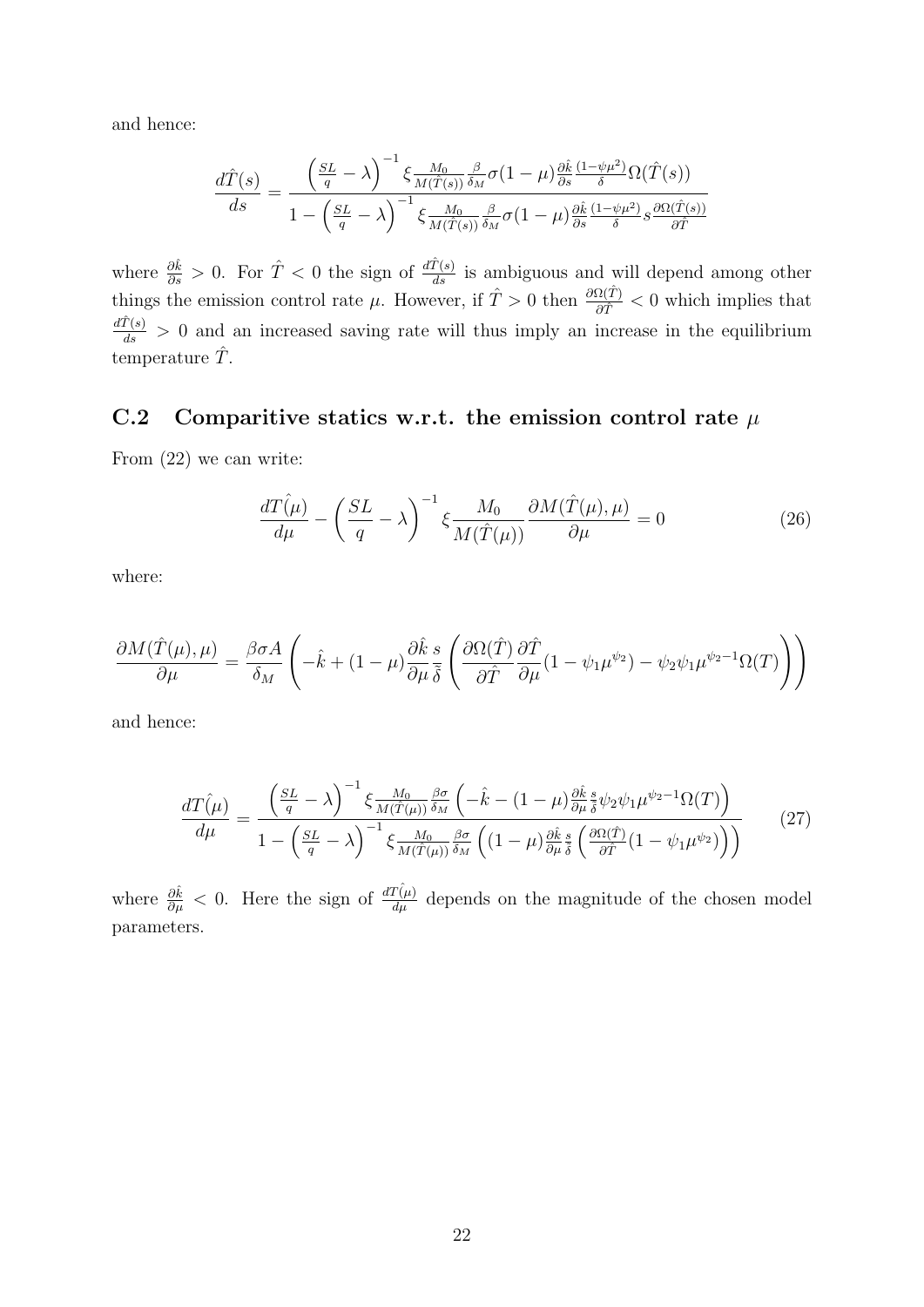and hence:

$$\frac{d\hat{T}(s)}{ds} = \frac{\left(\frac{SL}{q} - \lambda\right)^{-1} \xi \frac{M_0}{M(\hat{T}(s))} \frac{\beta}{\delta_M} \sigma(1-\mu) \frac{\partial \hat{k}}{\partial s} \frac{(1-\psi\mu^2)}{\delta} \Omega(\hat{T}(s))}{1 - \left(\frac{SL}{q} - \lambda\right)^{-1} \xi \frac{M_0}{M(\hat{T}(s))} \frac{\beta}{\delta_M} \sigma(1-\mu) \frac{\partial \hat{k}}{\partial s} \frac{(1-\psi\mu^2)}{\delta} s \frac{\partial \Omega(\hat{T}(s))}{\partial \hat{T}}}$$

where $\frac{\partial \hat{k}}{\partial s} > 0$. For $\hat{T} < 0$ the sign of $\frac{d\hat{T}(s)}{ds}$ is ambiguous and will depend among other things the emission control rate $\mu$. However, if $\hat{T} > 0$ then $\frac{\partial \Omega(\hat{T})}{\partial \hat{T}} < 0$ which implies that $\frac{d\hat{T}(s)}{ds} > 0$ and an increased saving rate will thus imply an increase in the equilibrium temperature $\hat{T}$.

## C.2 Comparitive statics w.r.t. the emission control rate $\mu$

From (22) we can write:

$$\frac{d\hat{T(\mu)}}{d\mu} - \left(\frac{SL}{q} - \lambda\right)^{-1} \xi \frac{M_0}{M(\hat{T}(\mu))} \frac{\partial M(\hat{T}(\mu), \mu)}{\partial \mu} = 0 \tag{26}$$

where:

$$\frac{\partial M(\hat{T}(\mu), \mu)}{\partial \mu} = \frac{\beta \sigma A}{\delta_M} \left( -\hat{k} + (1-\mu) \frac{\partial \hat{k}}{\partial \mu} \frac{s}{\tilde{\delta}} \left( \frac{\partial \Omega(\hat{T})}{\partial \hat{T}} \frac{\partial \hat{T}}{\partial \mu} (1 - \psi_1 \mu^{\psi_2}) - \psi_2 \psi_1 \mu^{\psi_2 - 1} \Omega(T) \right) \right)$$

and hence:

$$\frac{d\hat{T(\mu)}}{d\mu} = \frac{\left(\frac{SL}{q} - \lambda\right)^{-1} \xi \frac{M_0}{M(\hat{T}(\mu))} \frac{\beta\sigma}{\delta_M} \left( -\hat{k} - (1-\mu) \frac{\partial \hat{k}}{\partial \mu} \frac{s}{\tilde{\delta}} \psi_2 \psi_1 \mu^{\psi_2 - 1} \Omega(T) \right)}{1 - \left(\frac{SL}{q} - \lambda\right)^{-1} \xi \frac{M_0}{M(\hat{T}(\mu))} \frac{\beta\sigma}{\delta_M} \left( (1-\mu) \frac{\partial \hat{k}}{\partial \mu} \frac{s}{\tilde{\delta}} \left( \frac{\partial \Omega(\hat{T})}{\partial \hat{T}} (1 - \psi_1 \mu^{\psi_2}) \right) \right)} \tag{27}$$

where $\frac{\partial \hat{k}}{\partial \mu} < 0$. Here the sign of $\frac{d\hat{T(\mu)}}{d\mu}$ depends on the magnitude of the chosen model parameters.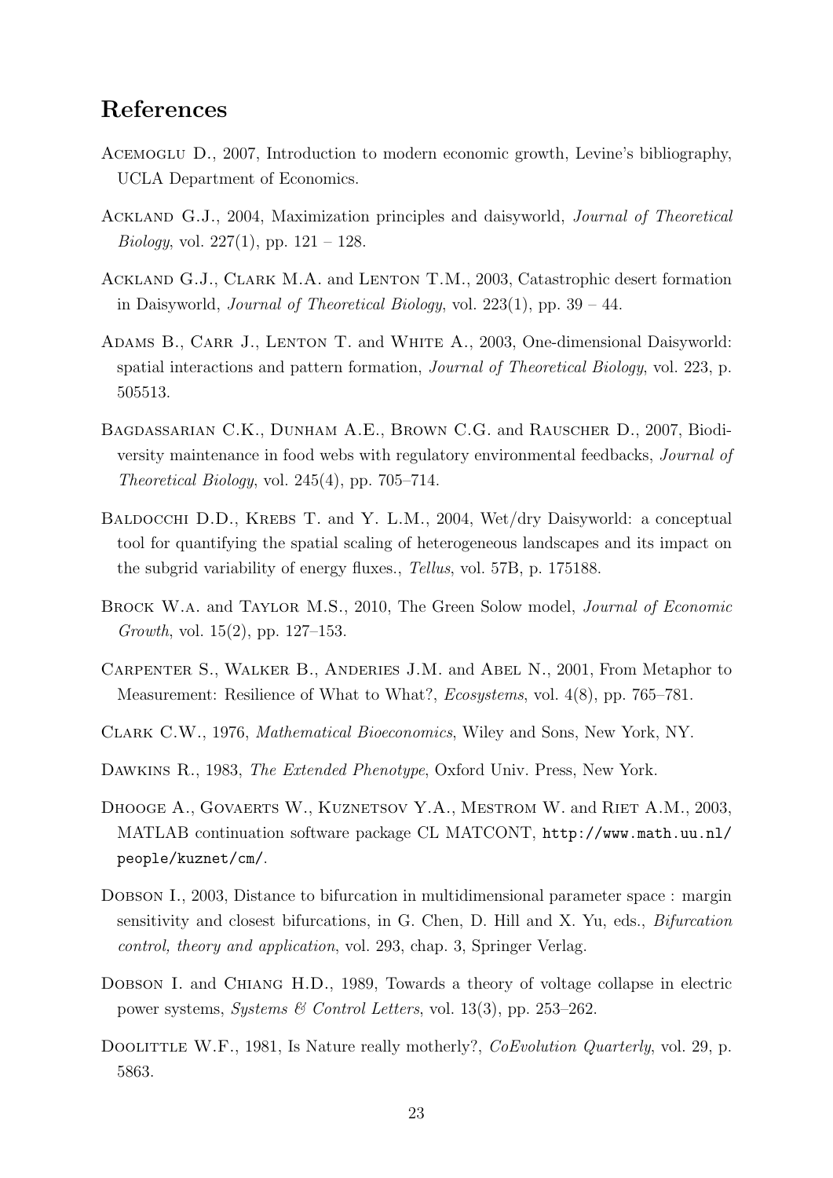# References

Acemoglu D., 2007, Introduction to modern economic growth, Levine's bibliography, UCLA Department of Economics.

Ackland G.J., 2004, Maximization principles and daisyworld, *Journal of Theoretical Biology*, vol. 227(1), pp. 121 – 128.

Ackland G.J., Clark M.A. and Lenton T.M., 2003, Catastrophic desert formation in Daisyworld, *Journal of Theoretical Biology*, vol. 223(1), pp. 39 – 44.

Adams B., Carr J., Lenton T. and White A., 2003, One-dimensional Daisyworld: spatial interactions and pattern formation, *Journal of Theoretical Biology*, vol. 223, p. 505513.

Bagdassarian C.K., Dunham A.E., Brown C.G. and Rauscher D., 2007, Biodiversity maintenance in food webs with regulatory environmental feedbacks, *Journal of Theoretical Biology*, vol. 245(4), pp. 705–714.

Baldocchi D.D., Krebs T. and Y. L.M., 2004, Wet/dry Daisyworld: a conceptual tool for quantifying the spatial scaling of heterogeneous landscapes and its impact on the subgrid variability of energy fluxes., *Tellus*, vol. 57B, p. 175188.

Brock W.a. and Taylor M.S., 2010, The Green Solow model, *Journal of Economic Growth*, vol. 15(2), pp. 127–153.

Carpenter S., Walker B., Anderies J.M. and Abel N., 2001, From Metaphor to Measurement: Resilience of What to What?, *Ecosystems*, vol. 4(8), pp. 765–781.

Clark C.W., 1976, *Mathematical Bioeconomics*, Wiley and Sons, New York, NY.

Dawkins R., 1983, *The Extended Phenotype*, Oxford Univ. Press, New York.

Dhooge A., Govaerts W., Kuznetsov Y.A., Mestrom W. and Riet A.M., 2003, MATLAB continuation software package CL MATCONT, `http://www.math.uu.nl/people/kuznet/cm/`.

Dobson I., 2003, Distance to bifurcation in multidimensional parameter space : margin sensitivity and closest bifurcations, in G. Chen, D. Hill and X. Yu, eds., *Bifurcation control, theory and application*, vol. 293, chap. 3, Springer Verlag.

Dobson I. and Chiang H.D., 1989, Towards a theory of voltage collapse in electric power systems, *Systems & Control Letters*, vol. 13(3), pp. 253–262.

Doolittle W.F., 1981, Is Nature really motherly?, *CoEvolution Quarterly*, vol. 29, p. 5863.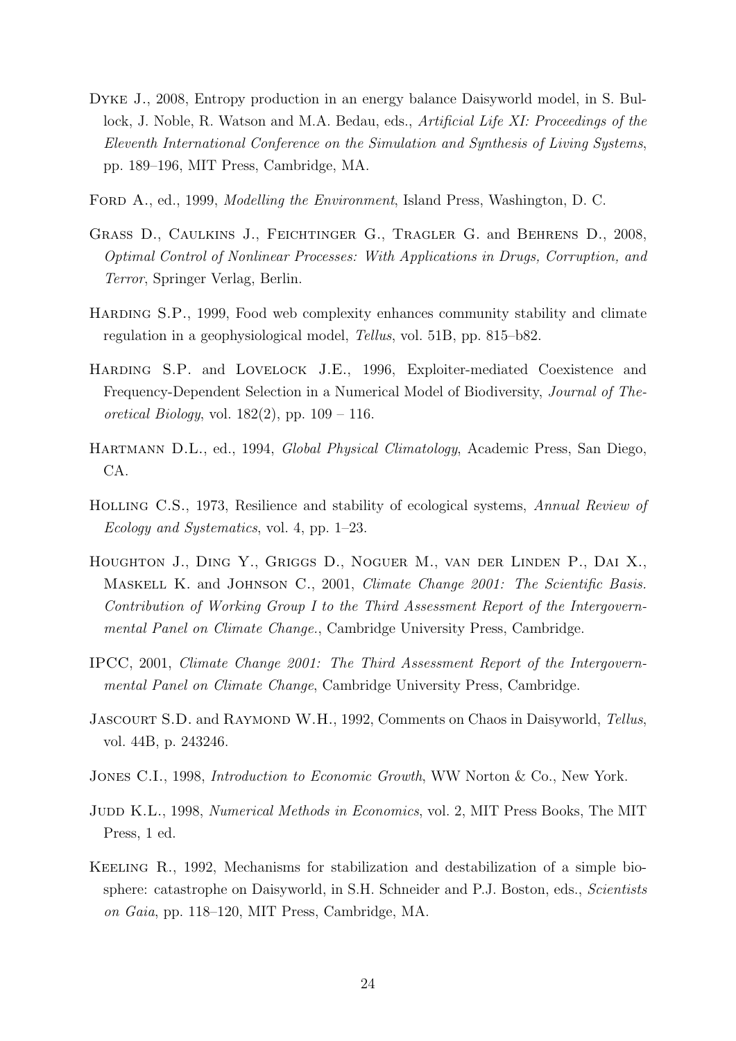Dyke J., 2008, Entropy production in an energy balance Daisyworld model, in S. Bullock, J. Noble, R. Watson and M.A. Bedau, eds., *Artificial Life XI: Proceedings of the Eleventh International Conference on the Simulation and Synthesis of Living Systems*, pp. 189–196, MIT Press, Cambridge, MA.

Ford A., ed., 1999, *Modelling the Environment*, Island Press, Washington, D. C.

Grass D., Caulkins J., Feichtinger G., Tragler G. and Behrens D., 2008, *Optimal Control of Nonlinear Processes: With Applications in Drugs, Corruption, and Terror*, Springer Verlag, Berlin.

Harding S.P., 1999, Food web complexity enhances community stability and climate regulation in a geophysiological model, *Tellus*, vol. 51B, pp. 815–b82.

Harding S.P. and Lovelock J.E., 1996, Exploiter-mediated Coexistence and Frequency-Dependent Selection in a Numerical Model of Biodiversity, *Journal of Theoretical Biology*, vol. 182(2), pp. 109 – 116.

Hartmann D.L., ed., 1994, *Global Physical Climatology*, Academic Press, San Diego, CA.

Holling C.S., 1973, Resilience and stability of ecological systems, *Annual Review of Ecology and Systematics*, vol. 4, pp. 1–23.

Houghton J., Ding Y., Griggs D., Noguer M., van der Linden P., Dai X., Maskell K. and Johnson C., 2001, *Climate Change 2001: The Scientific Basis. Contribution of Working Group I to the Third Assessment Report of the Intergovernmental Panel on Climate Change.*, Cambridge University Press, Cambridge.

IPCC, 2001, *Climate Change 2001: The Third Assessment Report of the Intergovernmental Panel on Climate Change*, Cambridge University Press, Cambridge.

Jascourt S.D. and Raymond W.H., 1992, Comments on Chaos in Daisyworld, *Tellus*, vol. 44B, p. 243246.

Jones C.I., 1998, *Introduction to Economic Growth*, WW Norton & Co., New York.

Judd K.L., 1998, *Numerical Methods in Economics*, vol. 2, MIT Press Books, The MIT Press, 1 ed.

Keeling R., 1992, Mechanisms for stabilization and destabilization of a simple biosphere: catastrophe on Daisyworld, in S.H. Schneider and P.J. Boston, eds., *Scientists on Gaia*, pp. 118–120, MIT Press, Cambridge, MA.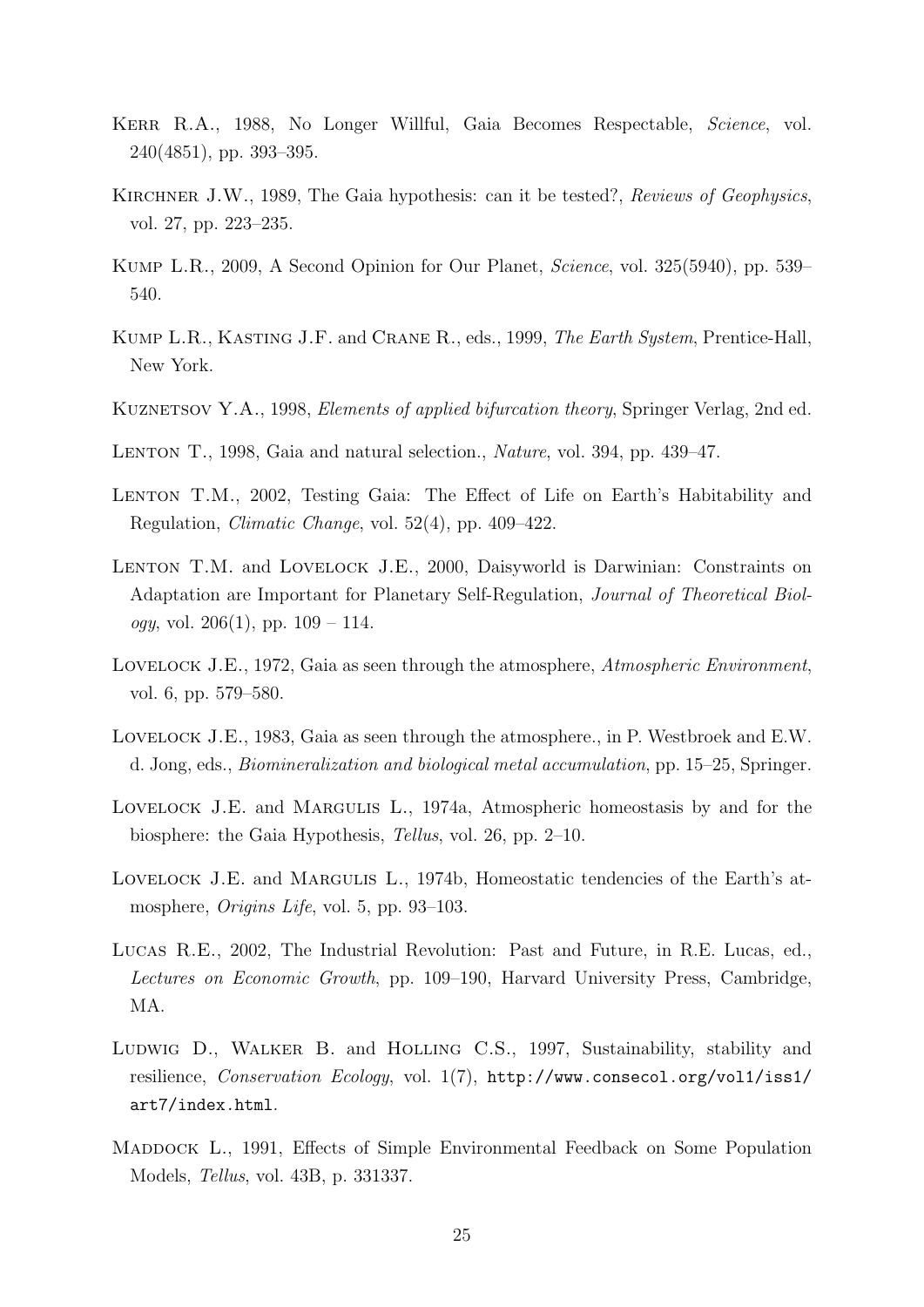Kerr R.A., 1988, No Longer Willful, Gaia Becomes Respectable, *Science*, vol. 240(4851), pp. 393–395.

Kirchner J.W., 1989, The Gaia hypothesis: can it be tested?, *Reviews of Geophysics*, vol. 27, pp. 223–235.

Kump L.R., 2009, A Second Opinion for Our Planet, *Science*, vol. 325(5940), pp. 539–540.

Kump L.R., Kasting J.F. and Crane R., eds., 1999, *The Earth System*, Prentice-Hall, New York.

Kuznetsov Y.A., 1998, *Elements of applied bifurcation theory*, Springer Verlag, 2nd ed.

Lenton T., 1998, Gaia and natural selection., *Nature*, vol. 394, pp. 439–47.

Lenton T.M., 2002, Testing Gaia: The Effect of Life on Earth's Habitability and Regulation, *Climatic Change*, vol. 52(4), pp. 409–422.

Lenton T.M. and Lovelock J.E., 2000, Daisyworld is Darwinian: Constraints on Adaptation are Important for Planetary Self-Regulation, *Journal of Theoretical Biology*, vol. 206(1), pp. 109 – 114.

Lovelock J.E., 1972, Gaia as seen through the atmosphere, *Atmospheric Environment*, vol. 6, pp. 579–580.

Lovelock J.E., 1983, Gaia as seen through the atmosphere., in P. Westbroek and E.W. d. Jong, eds., *Biomineralization and biological metal accumulation*, pp. 15–25, Springer.

Lovelock J.E. and Margulis L., 1974a, Atmospheric homeostasis by and for the biosphere: the Gaia Hypothesis, *Tellus*, vol. 26, pp. 2–10.

Lovelock J.E. and Margulis L., 1974b, Homeostatic tendencies of the Earth's atmosphere, *Origins Life*, vol. 5, pp. 93–103.

Lucas R.E., 2002, The Industrial Revolution: Past and Future, in R.E. Lucas, ed., *Lectures on Economic Growth*, pp. 109–190, Harvard University Press, Cambridge, MA.

Ludwig D., Walker B. and Holling C.S., 1997, Sustainability, stability and resilience, *Conservation Ecology*, vol. 1(7), `http://www.consecol.org/vol1/iss1/art7/index.html`.

Maddock L., 1991, Effects of Simple Environmental Feedback on Some Population Models, *Tellus*, vol. 43B, p. 331337.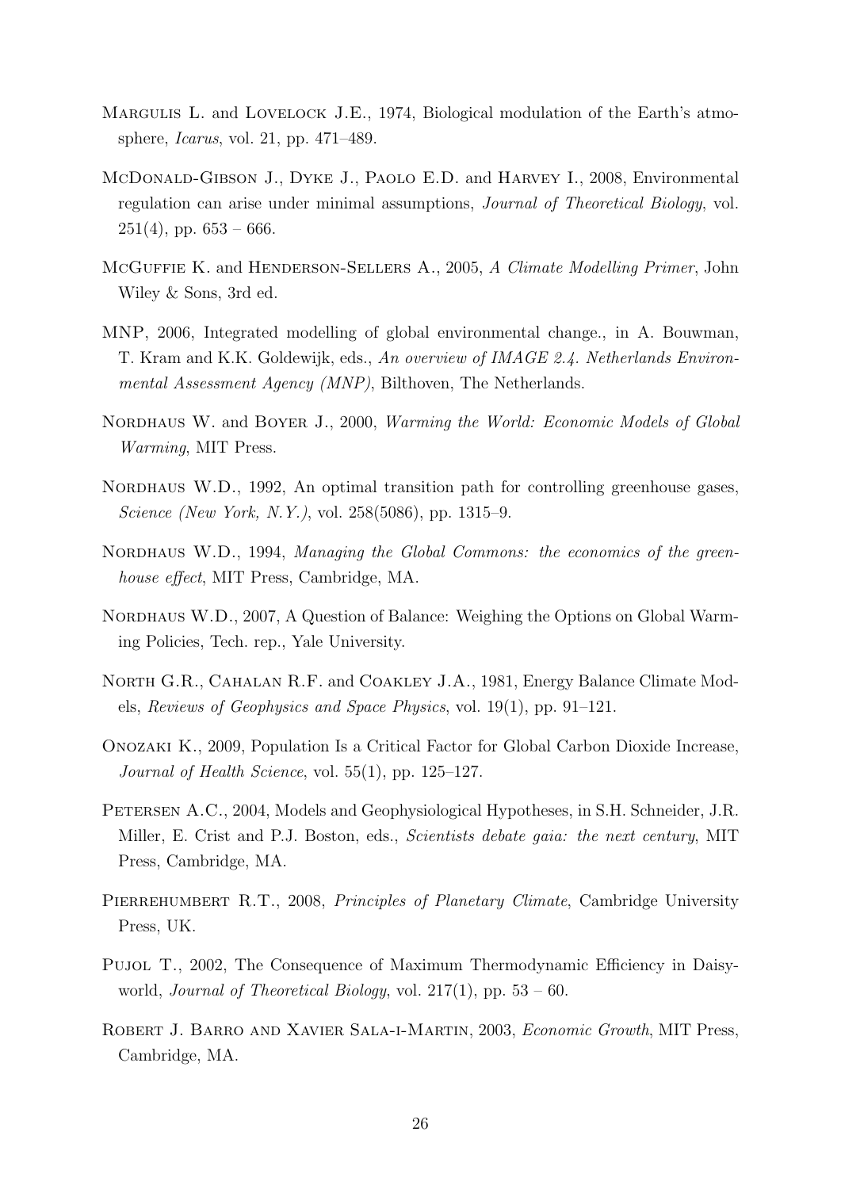Margulis L. and Lovelock J.E., 1974, Biological modulation of the Earth's atmosphere, *Icarus*, vol. 21, pp. 471–489.

McDonald-Gibson J., Dyke J., Paolo E.D. and Harvey I., 2008, Environmental regulation can arise under minimal assumptions, *Journal of Theoretical Biology*, vol. 251(4), pp. 653 – 666.

McGuffie K. and Henderson-Sellers A., 2005, *A Climate Modelling Primer*, John Wiley & Sons, 3rd ed.

MNP, 2006, Integrated modelling of global environmental change., in A. Bouwman, T. Kram and K.K. Goldewijk, eds., *An overview of IMAGE 2.4. Netherlands Environmental Assessment Agency (MNP)*, Bilthoven, The Netherlands.

Nordhaus W. and Boyer J., 2000, *Warming the World: Economic Models of Global Warming*, MIT Press.

Nordhaus W.D., 1992, An optimal transition path for controlling greenhouse gases, *Science (New York, N.Y.)*, vol. 258(5086), pp. 1315–9.

Nordhaus W.D., 1994, *Managing the Global Commons: the economics of the greenhouse effect*, MIT Press, Cambridge, MA.

Nordhaus W.D., 2007, A Question of Balance: Weighing the Options on Global Warming Policies, Tech. rep., Yale University.

North G.R., Cahalan R.F. and Coakley J.A., 1981, Energy Balance Climate Models, *Reviews of Geophysics and Space Physics*, vol. 19(1), pp. 91–121.

Onozaki K., 2009, Population Is a Critical Factor for Global Carbon Dioxide Increase, *Journal of Health Science*, vol. 55(1), pp. 125–127.

Petersen A.C., 2004, Models and Geophysiological Hypotheses, in S.H. Schneider, J.R. Miller, E. Crist and P.J. Boston, eds., *Scientists debate gaia: the next century*, MIT Press, Cambridge, MA.

Pierrehumbert R.T., 2008, *Principles of Planetary Climate*, Cambridge University Press, UK.

Pujol T., 2002, The Consequence of Maximum Thermodynamic Efficiency in Daisyworld, *Journal of Theoretical Biology*, vol. 217(1), pp. 53 – 60.

Robert J. Barro and Xavier Sala-i-Martin, 2003, *Economic Growth*, MIT Press, Cambridge, MA.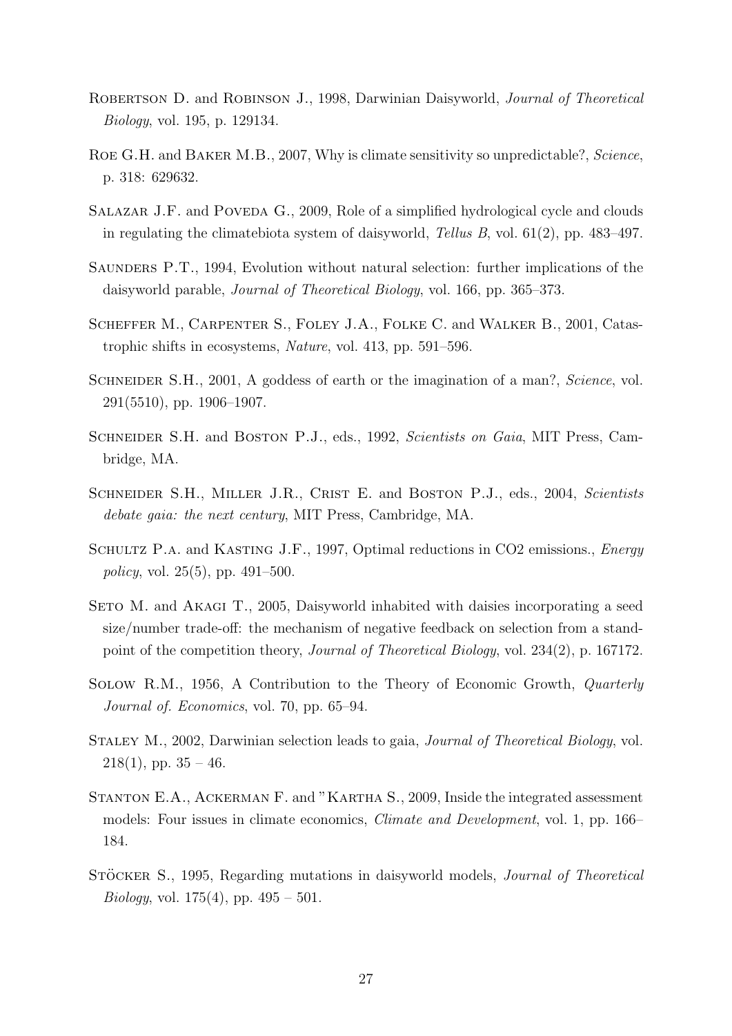Robertson D. and Robinson J., 1998, Darwinian Daisyworld, *Journal of Theoretical Biology*, vol. 195, p. 129134.

Roe G.H. and Baker M.B., 2007, Why is climate sensitivity so unpredictable?, *Science*, p. 318: 629632.

Salazar J.F. and Poveda G., 2009, Role of a simplified hydrological cycle and clouds in regulating the climatebiota system of daisyworld, *Tellus B*, vol. 61(2), pp. 483–497.

Saunders P.T., 1994, Evolution without natural selection: further implications of the daisyworld parable, *Journal of Theoretical Biology*, vol. 166, pp. 365–373.

Scheffer M., Carpenter S., Foley J.A., Folke C. and Walker B., 2001, Catastrophic shifts in ecosystems, *Nature*, vol. 413, pp. 591–596.

Schneider S.H., 2001, A goddess of earth or the imagination of a man?, *Science*, vol. 291(5510), pp. 1906–1907.

Schneider S.H. and Boston P.J., eds., 1992, *Scientists on Gaia*, MIT Press, Cambridge, MA.

Schneider S.H., Miller J.R., Crist E. and Boston P.J., eds., 2004, *Scientists debate gaia: the next century*, MIT Press, Cambridge, MA.

Schultz P.a. and Kasting J.F., 1997, Optimal reductions in CO2 emissions., *Energy policy*, vol. 25(5), pp. 491–500.

Seto M. and Akagi T., 2005, Daisyworld inhabited with daisies incorporating a seed size/number trade-off: the mechanism of negative feedback on selection from a standpoint of the competition theory, *Journal of Theoretical Biology*, vol. 234(2), p. 167172.

Solow R.M., 1956, A Contribution to the Theory of Economic Growth, *Quarterly Journal of. Economics*, vol. 70, pp. 65–94.

Staley M., 2002, Darwinian selection leads to gaia, *Journal of Theoretical Biology*, vol. 218(1), pp. 35 – 46.

Stanton E.A., Ackerman F. and "Kartha S., 2009, Inside the integrated assessment models: Four issues in climate economics, *Climate and Development*, vol. 1, pp. 166–184.

Stöcker S., 1995, Regarding mutations in daisyworld models, *Journal of Theoretical Biology*, vol. 175(4), pp. 495 – 501.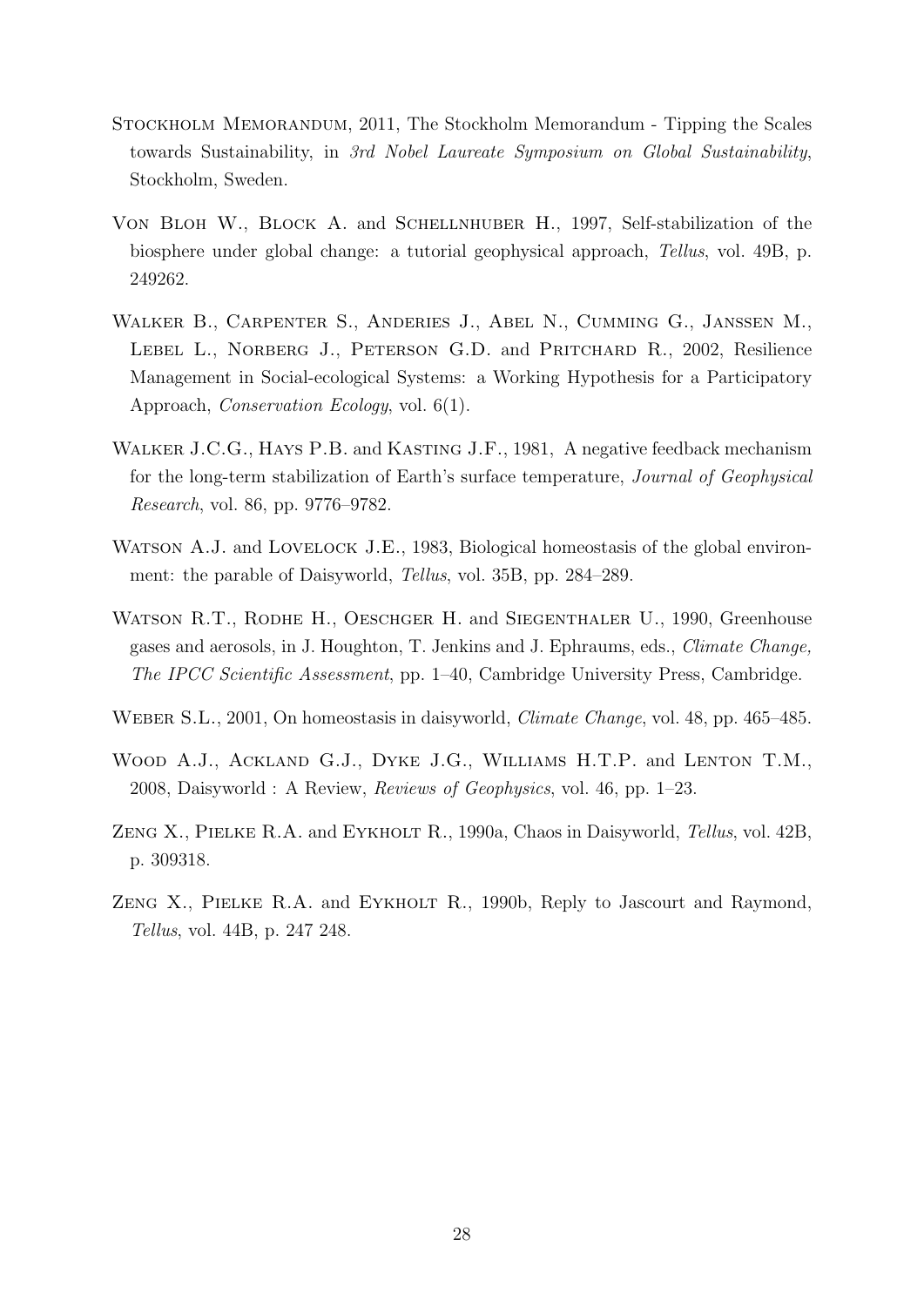Stockholm Memorandum, 2011, The Stockholm Memorandum - Tipping the Scales towards Sustainability, in *3rd Nobel Laureate Symposium on Global Sustainability*, Stockholm, Sweden.

Von Bloh W., Block A. and Schellnhuber H., 1997, Self-stabilization of the biosphere under global change: a tutorial geophysical approach, *Tellus*, vol. 49B, p. 249262.

Walker B., Carpenter S., Anderies J., Abel N., Cumming G., Janssen M., Lebel L., Norberg J., Peterson G.D. and Pritchard R., 2002, Resilience Management in Social-ecological Systems: a Working Hypothesis for a Participatory Approach, *Conservation Ecology*, vol. 6(1).

Walker J.C.G., Hays P.B. and Kasting J.F., 1981, A negative feedback mechanism for the long-term stabilization of Earth's surface temperature, *Journal of Geophysical Research*, vol. 86, pp. 9776–9782.

Watson A.J. and Lovelock J.E., 1983, Biological homeostasis of the global environment: the parable of Daisyworld, *Tellus*, vol. 35B, pp. 284–289.

Watson R.T., Rodhe H., Oeschger H. and Siegenthaler U., 1990, Greenhouse gases and aerosols, in J. Houghton, T. Jenkins and J. Ephraums, eds., *Climate Change, The IPCC Scientific Assessment*, pp. 1–40, Cambridge University Press, Cambridge.

Weber S.L., 2001, On homeostasis in daisyworld, *Climate Change*, vol. 48, pp. 465–485.

Wood A.J., Ackland G.J., Dyke J.G., Williams H.T.P. and Lenton T.M., 2008, Daisyworld : A Review, *Reviews of Geophysics*, vol. 46, pp. 1–23.

Zeng X., Pielke R.A. and Eykholt R., 1990a, Chaos in Daisyworld, *Tellus*, vol. 42B, p. 309318.

Zeng X., Pielke R.A. and Eykholt R., 1990b, Reply to Jascourt and Raymond, *Tellus*, vol. 44B, p. 247 248.